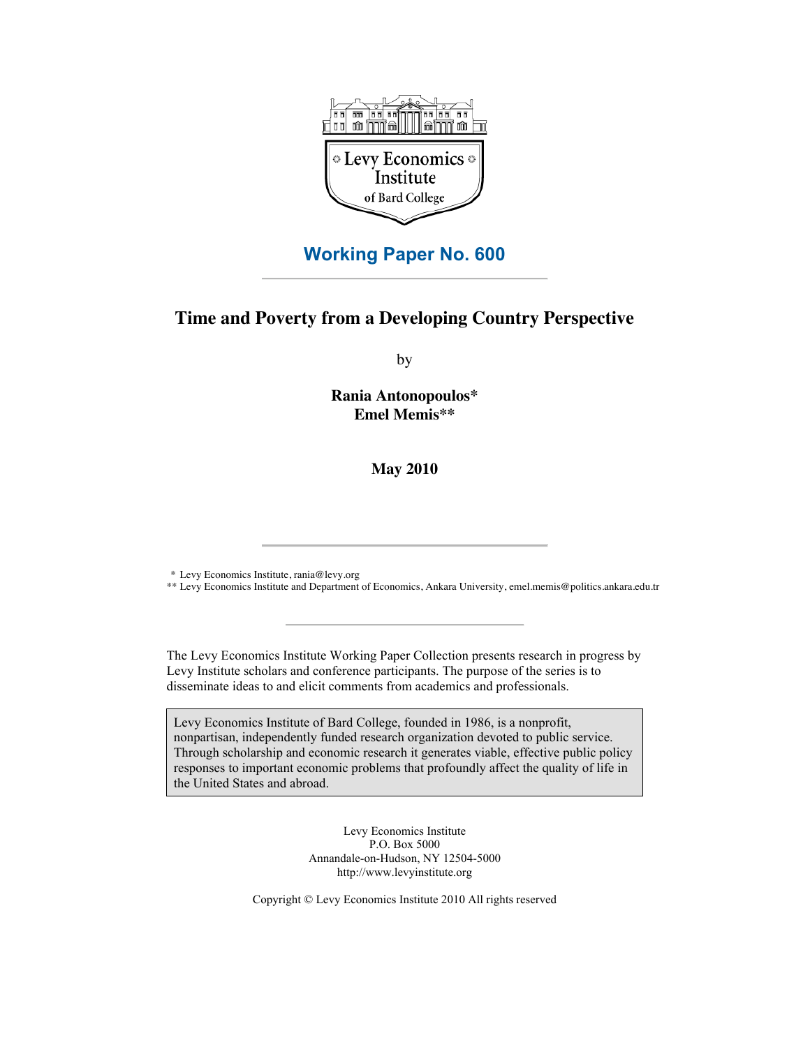Levy Economics Institute of Bard College

## Working Paper No. 600

# Time and Poverty from a Developing Country Perspective

by

**Rania Antonopoulos***
**Emel Memis****

**May 2010**

\* Levy Economics Institute, rania@levy.org
\*\* Levy Economics Institute and Department of Economics, Ankara University, emel.memis@politics.ankara.edu.tr

The Levy Economics Institute Working Paper Collection presents research in progress by Levy Institute scholars and conference participants. The purpose of the series is to disseminate ideas to and elicit comments from academics and professionals.

Levy Economics Institute of Bard College, founded in 1986, is a nonprofit, nonpartisan, independently funded research organization devoted to public service. Through scholarship and economic research it generates viable, effective public policy responses to important economic problems that profoundly affect the quality of life in the United States and abroad.

Levy Economics Institute
P.O. Box 5000
Annandale-on-Hudson, NY 12504-5000
http://www.levyinstitute.org

Copyright © Levy Economics Institute 2010 All rights reserved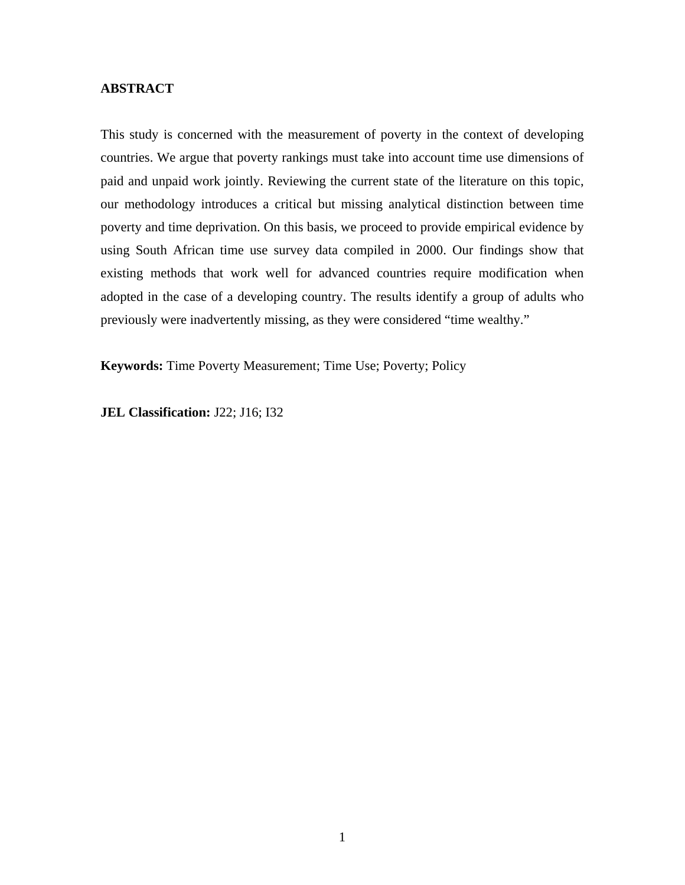## ABSTRACT

This study is concerned with the measurement of poverty in the context of developing countries. We argue that poverty rankings must take into account time use dimensions of paid and unpaid work jointly. Reviewing the current state of the literature on this topic, our methodology introduces a critical but missing analytical distinction between time poverty and time deprivation. On this basis, we proceed to provide empirical evidence by using South African time use survey data compiled in 2000. Our findings show that existing methods that work well for advanced countries require modification when adopted in the case of a developing country. The results identify a group of adults who previously were inadvertently missing, as they were considered "time wealthy."

**Keywords:** Time Poverty Measurement; Time Use; Poverty; Policy

**JEL Classification:** J22; J16; I32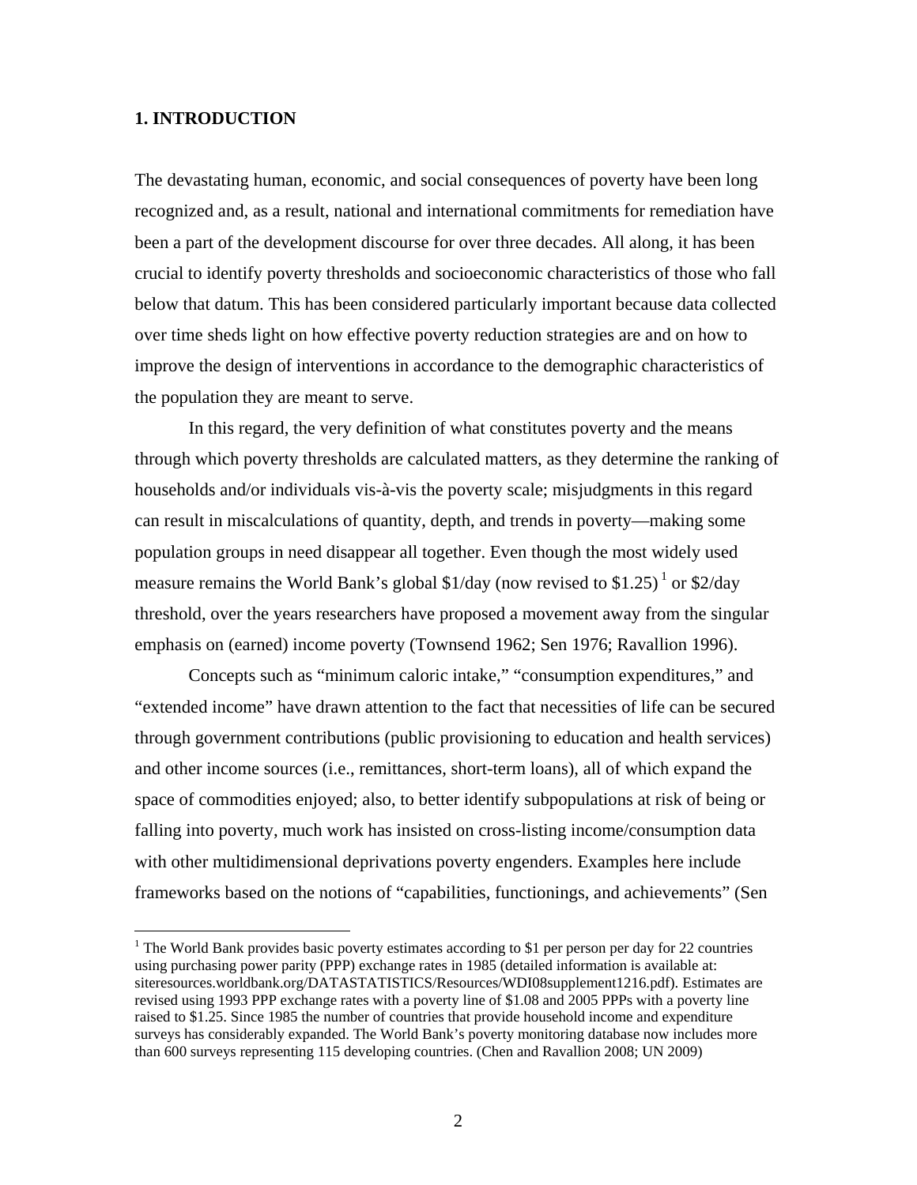## 1. INTRODUCTION

The devastating human, economic, and social consequences of poverty have been long recognized and, as a result, national and international commitments for remediation have been a part of the development discourse for over three decades. All along, it has been crucial to identify poverty thresholds and socioeconomic characteristics of those who fall below that datum. This has been considered particularly important because data collected over time sheds light on how effective poverty reduction strategies are and on how to improve the design of interventions in accordance to the demographic characteristics of the population they are meant to serve.

In this regard, the very definition of what constitutes poverty and the means through which poverty thresholds are calculated matters, as they determine the ranking of households and/or individuals vis-à-vis the poverty scale; misjudgments in this regard can result in miscalculations of quantity, depth, and trends in poverty—making some population groups in need disappear all together. Even though the most widely used measure remains the World Bank's global $1/day (now revised to $1.25) [1] or $2/day threshold, over the years researchers have proposed a movement away from the singular emphasis on (earned) income poverty (Townsend 1962; Sen 1976; Ravallion 1996).

Concepts such as "minimum caloric intake," "consumption expenditures," and "extended income" have drawn attention to the fact that necessities of life can be secured through government contributions (public provisioning to education and health services) and other income sources (i.e., remittances, short-term loans), all of which expand the space of commodities enjoyed; also, to better identify subpopulations at risk of being or falling into poverty, much work has insisted on cross-listing income/consumption data with other multidimensional deprivations poverty engenders. Examples here include frameworks based on the notions of "capabilities, functionings, and achievements" (Sen

[1] The World Bank provides basic poverty estimates according to $1 per person per day for 22 countries using purchasing power parity (PPP) exchange rates in 1985 (detailed information is available at: siteresources.worldbank.org/DATASTATISTICS/Resources/WDI08supplement1216.pdf). Estimates are revised using 1993 PPP exchange rates with a poverty line of $1.08 and 2005 PPPs with a poverty line raised to $1.25. Since 1985 the number of countries that provide household income and expenditure surveys has considerably expanded. The World Bank's poverty monitoring database now includes more than 600 surveys representing 115 developing countries. (Chen and Ravallion 2008; UN 2009)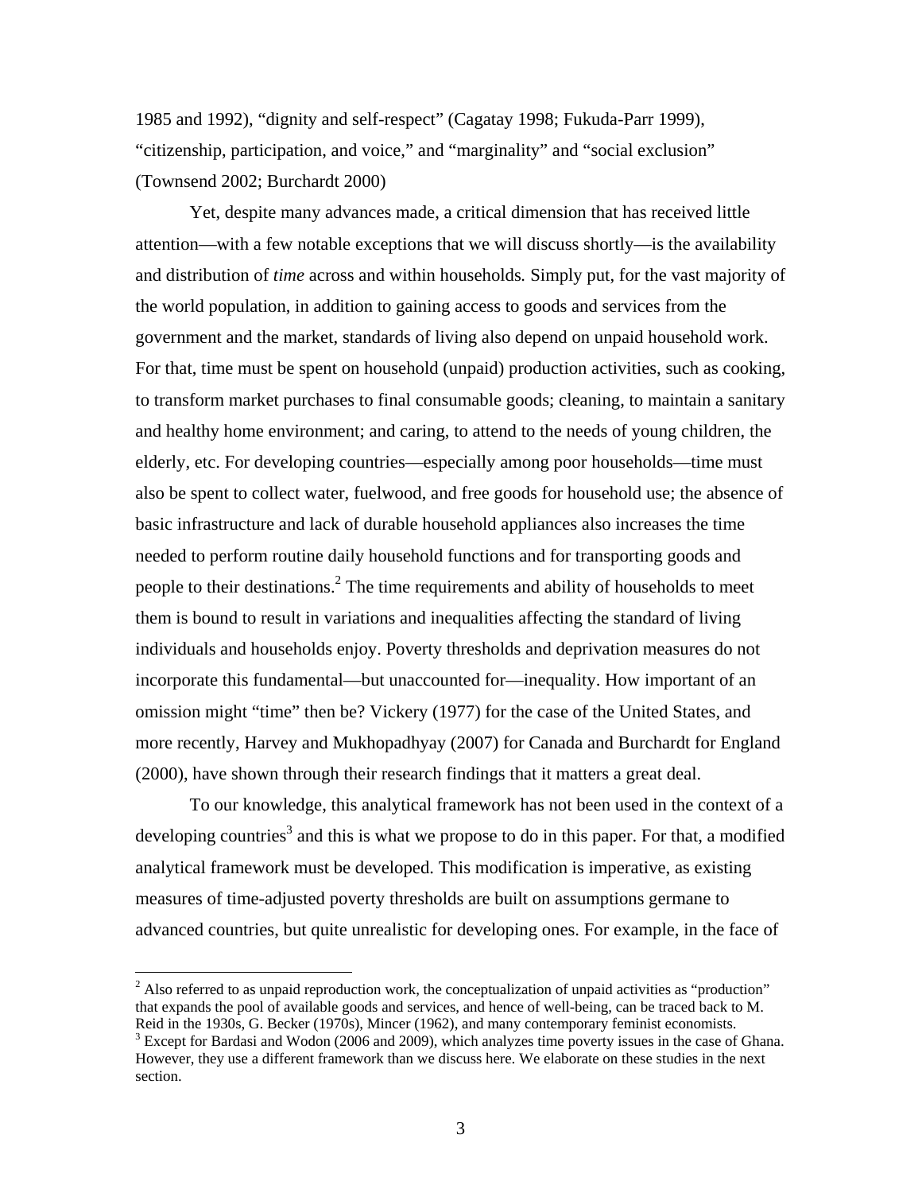1985 and 1992), “dignity and self-respect” (Cagatay 1998; Fukuda-Parr 1999), “citizenship, participation, and voice,” and “marginality” and “social exclusion” (Townsend 2002; Burchardt 2000)

Yet, despite many advances made, a critical dimension that has received little attention—with a few notable exceptions that we will discuss shortly—is the availability and distribution of *time* across and within households*.* Simply put, for the vast majority of the world population, in addition to gaining access to goods and services from the government and the market, standards of living also depend on unpaid household work. For that, time must be spent on household (unpaid) production activities, such as cooking, to transform market purchases to final consumable goods; cleaning, to maintain a sanitary and healthy home environment; and caring, to attend to the needs of young children, the elderly, etc. For developing countries—especially among poor households—time must also be spent to collect water, fuelwood, and free goods for household use; the absence of basic infrastructure and lack of durable household appliances also increases the time needed to perform routine daily household functions and for transporting goods and people to their destinations.[2] The time requirements and ability of households to meet them is bound to result in variations and inequalities affecting the standard of living individuals and households enjoy. Poverty thresholds and deprivation measures do not incorporate this fundamental—but unaccounted for—inequality. How important of an omission might “time” then be? Vickery (1977) for the case of the United States, and more recently, Harvey and Mukhopadhyay (2007) for Canada and Burchardt for England (2000), have shown through their research findings that it matters a great deal.

To our knowledge, this analytical framework has not been used in the context of a developing countries[3] and this is what we propose to do in this paper. For that, a modified analytical framework must be developed. This modification is imperative, as existing measures of time-adjusted poverty thresholds are built on assumptions germane to advanced countries, but quite unrealistic for developing ones. For example, in the face of

[2] Also referred to as unpaid reproduction work, the conceptualization of unpaid activities as “production” that expands the pool of available goods and services, and hence of well-being, can be traced back to M. Reid in the 1930s, G. Becker (1970s), Mincer (1962), and many contemporary feminist economists.

[3] Except for Bardasi and Wodon (2006 and 2009), which analyzes time poverty issues in the case of Ghana. However, they use a different framework than we discuss here. We elaborate on these studies in the next section.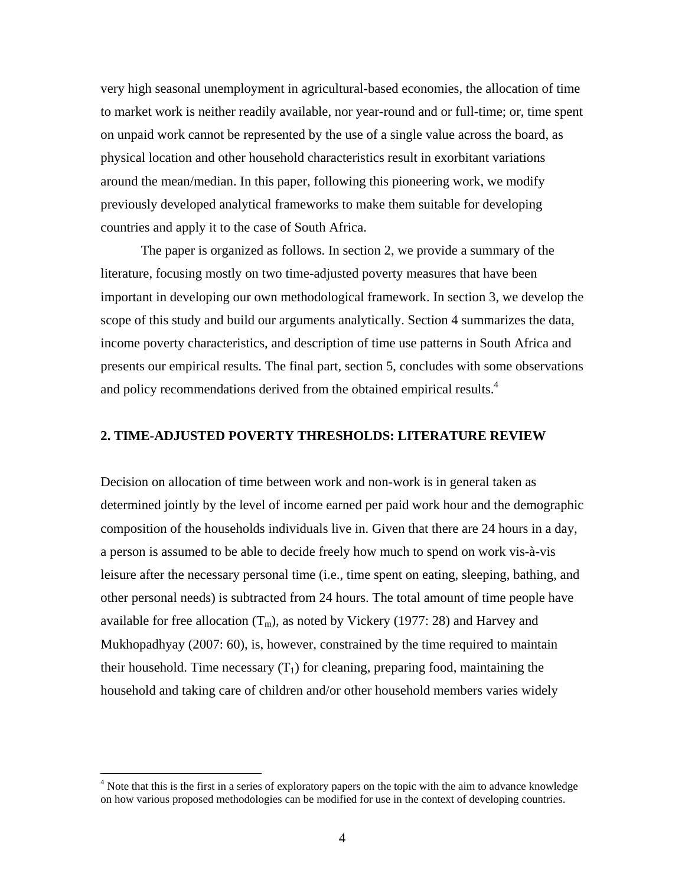very high seasonal unemployment in agricultural-based economies, the allocation of time to market work is neither readily available, nor year-round and or full-time; or, time spent on unpaid work cannot be represented by the use of a single value across the board, as physical location and other household characteristics result in exorbitant variations around the mean/median. In this paper, following this pioneering work, we modify previously developed analytical frameworks to make them suitable for developing countries and apply it to the case of South Africa.

The paper is organized as follows. In section 2, we provide a summary of the literature, focusing mostly on two time-adjusted poverty measures that have been important in developing our own methodological framework. In section 3, we develop the scope of this study and build our arguments analytically. Section 4 summarizes the data, income poverty characteristics, and description of time use patterns in South Africa and presents our empirical results. The final part, section 5, concludes with some observations and policy recommendations derived from the obtained empirical results.[4]

## 2. TIME-ADJUSTED POVERTY THRESHOLDS: LITERATURE REVIEW

Decision on allocation of time between work and non-work is in general taken as determined jointly by the level of income earned per paid work hour and the demographic composition of the households individuals live in. Given that there are 24 hours in a day, a person is assumed to be able to decide freely how much to spend on work vis-à-vis leisure after the necessary personal time (i.e., time spent on eating, sleeping, bathing, and other personal needs) is subtracted from 24 hours. The total amount of time people have available for free allocation ($T_m$), as noted by Vickery (1977: 28) and Harvey and Mukhopadhyay (2007: 60), is, however, constrained by the time required to maintain their household. Time necessary ($T_1$) for cleaning, preparing food, maintaining the household and taking care of children and/or other household members varies widely

[4] Note that this is the first in a series of exploratory papers on the topic with the aim to advance knowledge on how various proposed methodologies can be modified for use in the context of developing countries.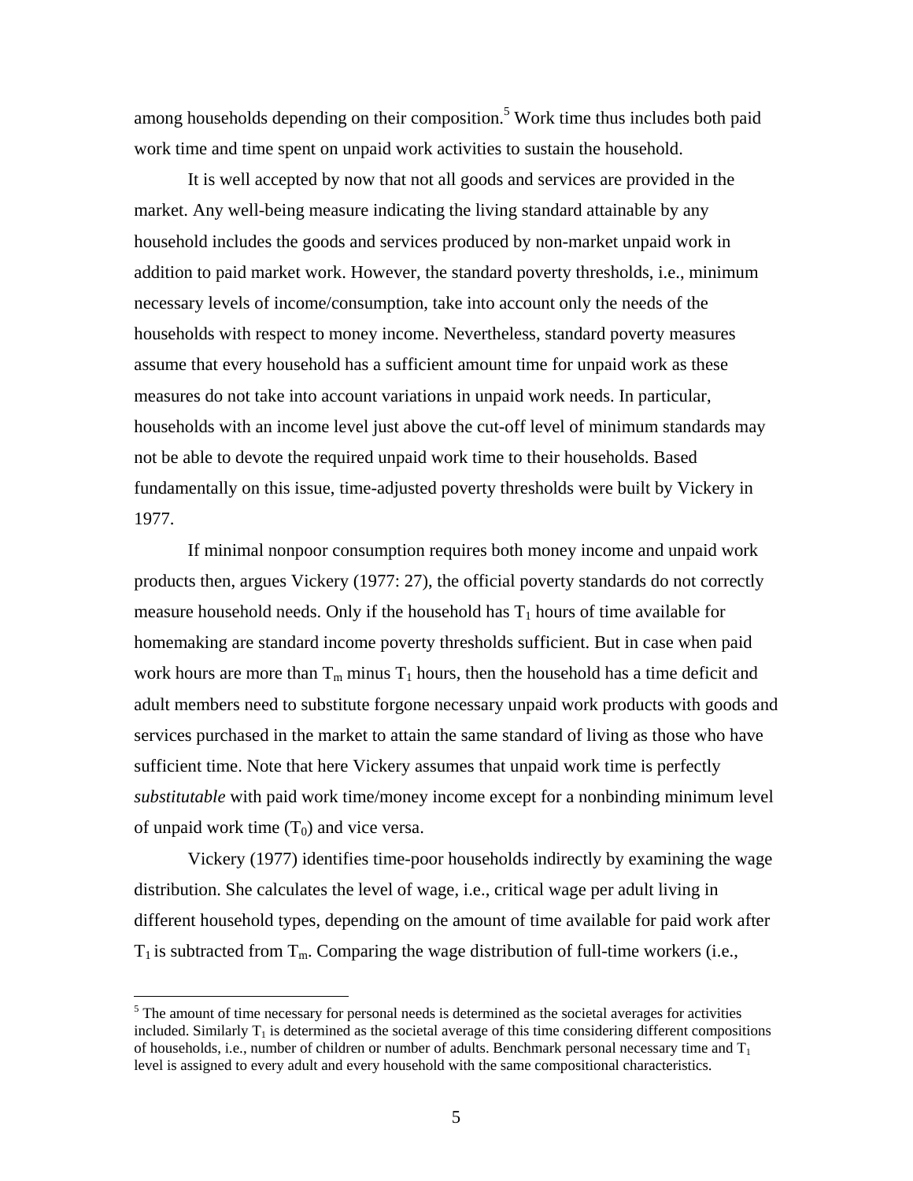among households depending on their composition.[5] Work time thus includes both paid work time and time spent on unpaid work activities to sustain the household.

It is well accepted by now that not all goods and services are provided in the market. Any well-being measure indicating the living standard attainable by any household includes the goods and services produced by non-market unpaid work in addition to paid market work. However, the standard poverty thresholds, i.e., minimum necessary levels of income/consumption, take into account only the needs of the households with respect to money income. Nevertheless, standard poverty measures assume that every household has a sufficient amount time for unpaid work as these measures do not take into account variations in unpaid work needs. In particular, households with an income level just above the cut-off level of minimum standards may not be able to devote the required unpaid work time to their households. Based fundamentally on this issue, time-adjusted poverty thresholds were built by Vickery in 1977.

If minimal nonpoor consumption requires both money income and unpaid work products then, argues Vickery (1977: 27), the official poverty standards do not correctly measure household needs. Only if the household has $T_1$ hours of time available for homemaking are standard income poverty thresholds sufficient. But in case when paid work hours are more than $T_m$ minus $T_1$ hours, then the household has a time deficit and adult members need to substitute forgone necessary unpaid work products with goods and services purchased in the market to attain the same standard of living as those who have sufficient time. Note that here Vickery assumes that unpaid work time is perfectly *substitutable* with paid work time/money income except for a nonbinding minimum level of unpaid work time ($T_0$) and vice versa.

Vickery (1977) identifies time-poor households indirectly by examining the wage distribution. She calculates the level of wage, i.e., critical wage per adult living in different household types, depending on the amount of time available for paid work after $T_1$ is subtracted from $T_m$. Comparing the wage distribution of full-time workers (i.e.,

[5] The amount of time necessary for personal needs is determined as the societal averages for activities included. Similarly $T_1$ is determined as the societal average of this time considering different compositions of households, i.e., number of children or number of adults. Benchmark personal necessary time and $T_1$ level is assigned to every adult and every household with the same compositional characteristics.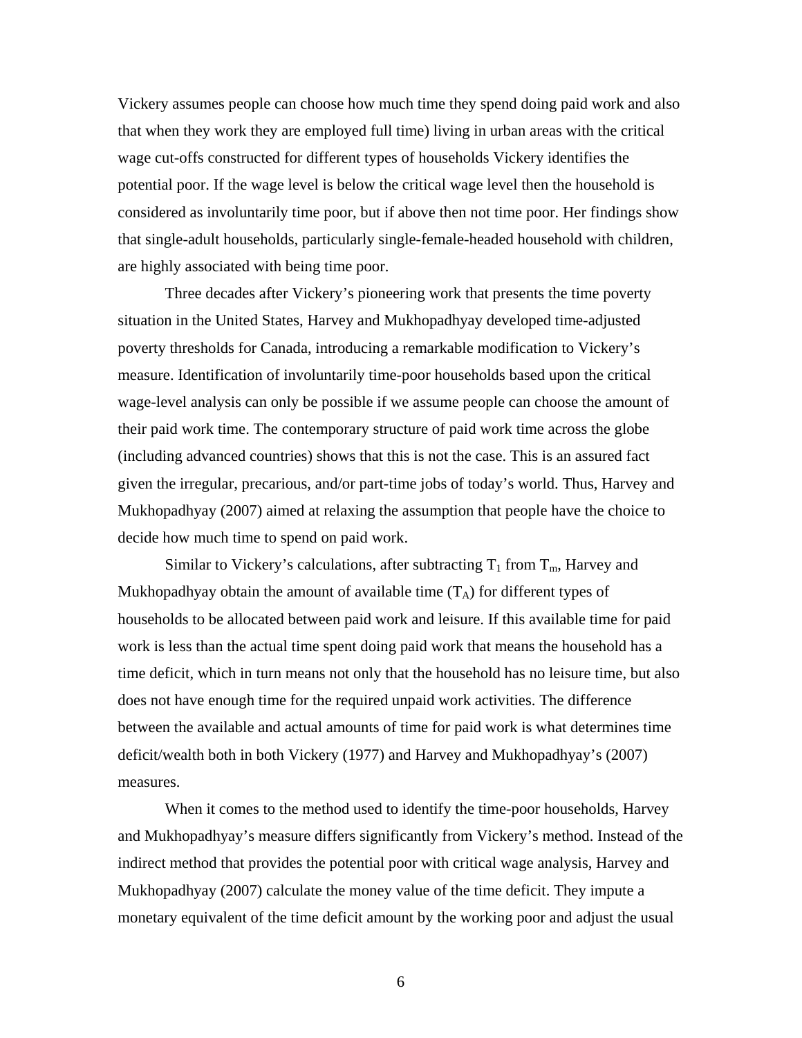Vickery assumes people can choose how much time they spend doing paid work and also that when they work they are employed full time) living in urban areas with the critical wage cut-offs constructed for different types of households Vickery identifies the potential poor. If the wage level is below the critical wage level then the household is considered as involuntarily time poor, but if above then not time poor. Her findings show that single-adult households, particularly single-female-headed household with children, are highly associated with being time poor.

Three decades after Vickery's pioneering work that presents the time poverty situation in the United States, Harvey and Mukhopadhyay developed time-adjusted poverty thresholds for Canada, introducing a remarkable modification to Vickery's measure. Identification of involuntarily time-poor households based upon the critical wage-level analysis can only be possible if we assume people can choose the amount of their paid work time. The contemporary structure of paid work time across the globe (including advanced countries) shows that this is not the case. This is an assured fact given the irregular, precarious, and/or part-time jobs of today's world. Thus, Harvey and Mukhopadhyay (2007) aimed at relaxing the assumption that people have the choice to decide how much time to spend on paid work.

Similar to Vickery's calculations, after subtracting $T_1$ from $T_m$, Harvey and Mukhopadhyay obtain the amount of available time ($T_A$) for different types of households to be allocated between paid work and leisure. If this available time for paid work is less than the actual time spent doing paid work that means the household has a time deficit, which in turn means not only that the household has no leisure time, but also does not have enough time for the required unpaid work activities. The difference between the available and actual amounts of time for paid work is what determines time deficit/wealth both in both Vickery (1977) and Harvey and Mukhopadhyay's (2007) measures.

When it comes to the method used to identify the time-poor households, Harvey and Mukhopadhyay's measure differs significantly from Vickery's method. Instead of the indirect method that provides the potential poor with critical wage analysis, Harvey and Mukhopadhyay (2007) calculate the money value of the time deficit. They impute a monetary equivalent of the time deficit amount by the working poor and adjust the usual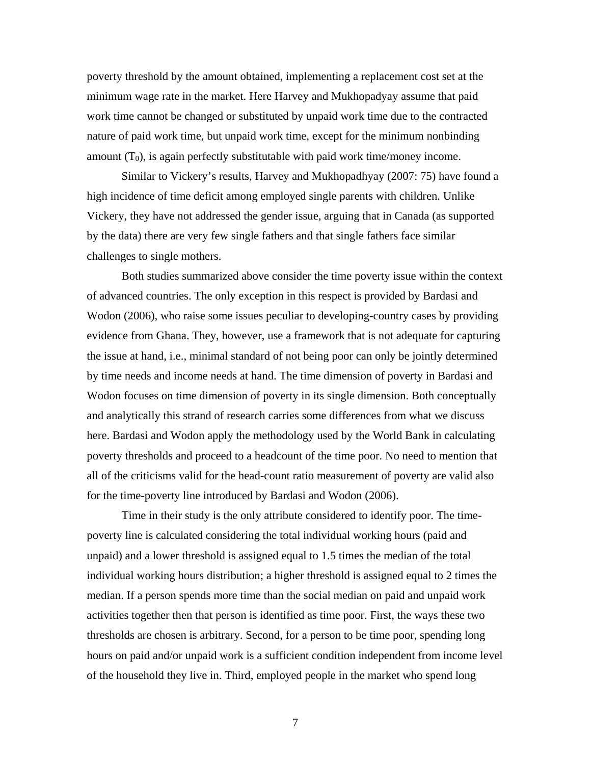poverty threshold by the amount obtained, implementing a replacement cost set at the minimum wage rate in the market. Here Harvey and Mukhopadyay assume that paid work time cannot be changed or substituted by unpaid work time due to the contracted nature of paid work time, but unpaid work time, except for the minimum nonbinding amount ($T_0$), is again perfectly substitutable with paid work time/money income.

Similar to Vickery's results, Harvey and Mukhopadhyay (2007: 75) have found a high incidence of time deficit among employed single parents with children. Unlike Vickery, they have not addressed the gender issue, arguing that in Canada (as supported by the data) there are very few single fathers and that single fathers face similar challenges to single mothers.

Both studies summarized above consider the time poverty issue within the context of advanced countries. The only exception in this respect is provided by Bardasi and Wodon (2006), who raise some issues peculiar to developing-country cases by providing evidence from Ghana. They, however, use a framework that is not adequate for capturing the issue at hand, i.e., minimal standard of not being poor can only be jointly determined by time needs and income needs at hand. The time dimension of poverty in Bardasi and Wodon focuses on time dimension of poverty in its single dimension. Both conceptually and analytically this strand of research carries some differences from what we discuss here. Bardasi and Wodon apply the methodology used by the World Bank in calculating poverty thresholds and proceed to a headcount of the time poor. No need to mention that all of the criticisms valid for the head-count ratio measurement of poverty are valid also for the time-poverty line introduced by Bardasi and Wodon (2006).

Time in their study is the only attribute considered to identify poor. The time-poverty line is calculated considering the total individual working hours (paid and unpaid) and a lower threshold is assigned equal to 1.5 times the median of the total individual working hours distribution; a higher threshold is assigned equal to 2 times the median. If a person spends more time than the social median on paid and unpaid work activities together then that person is identified as time poor. First, the ways these two thresholds are chosen is arbitrary. Second, for a person to be time poor, spending long hours on paid and/or unpaid work is a sufficient condition independent from income level of the household they live in. Third, employed people in the market who spend long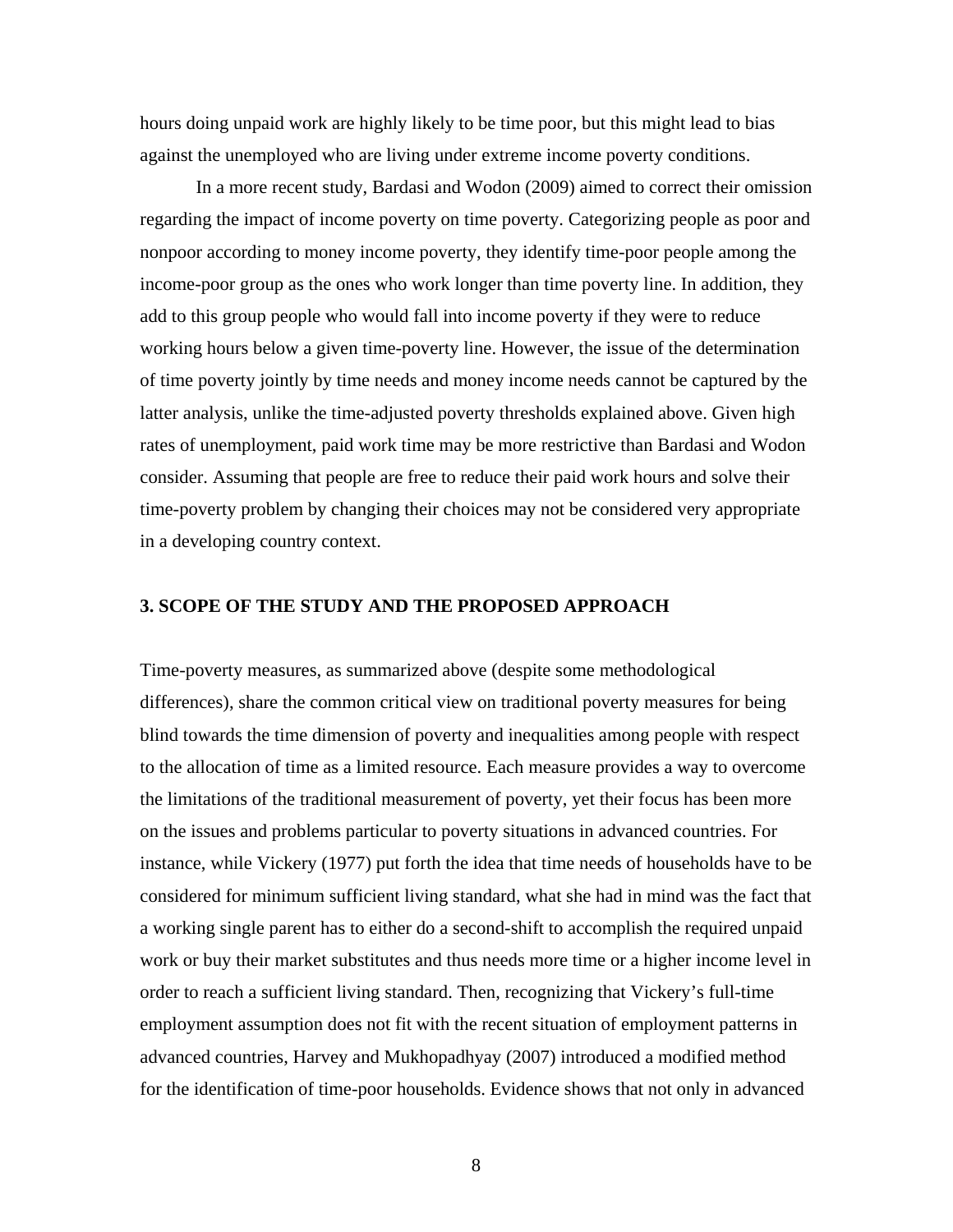hours doing unpaid work are highly likely to be time poor, but this might lead to bias against the unemployed who are living under extreme income poverty conditions.

In a more recent study, Bardasi and Wodon (2009) aimed to correct their omission regarding the impact of income poverty on time poverty. Categorizing people as poor and nonpoor according to money income poverty, they identify time-poor people among the income-poor group as the ones who work longer than time poverty line. In addition, they add to this group people who would fall into income poverty if they were to reduce working hours below a given time-poverty line. However, the issue of the determination of time poverty jointly by time needs and money income needs cannot be captured by the latter analysis, unlike the time-adjusted poverty thresholds explained above. Given high rates of unemployment, paid work time may be more restrictive than Bardasi and Wodon consider. Assuming that people are free to reduce their paid work hours and solve their time-poverty problem by changing their choices may not be considered very appropriate in a developing country context.

## 3. SCOPE OF THE STUDY AND THE PROPOSED APPROACH

Time-poverty measures, as summarized above (despite some methodological differences), share the common critical view on traditional poverty measures for being blind towards the time dimension of poverty and inequalities among people with respect to the allocation of time as a limited resource. Each measure provides a way to overcome the limitations of the traditional measurement of poverty, yet their focus has been more on the issues and problems particular to poverty situations in advanced countries. For instance, while Vickery (1977) put forth the idea that time needs of households have to be considered for minimum sufficient living standard, what she had in mind was the fact that a working single parent has to either do a second-shift to accomplish the required unpaid work or buy their market substitutes and thus needs more time or a higher income level in order to reach a sufficient living standard. Then, recognizing that Vickery's full-time employment assumption does not fit with the recent situation of employment patterns in advanced countries, Harvey and Mukhopadhyay (2007) introduced a modified method for the identification of time-poor households. Evidence shows that not only in advanced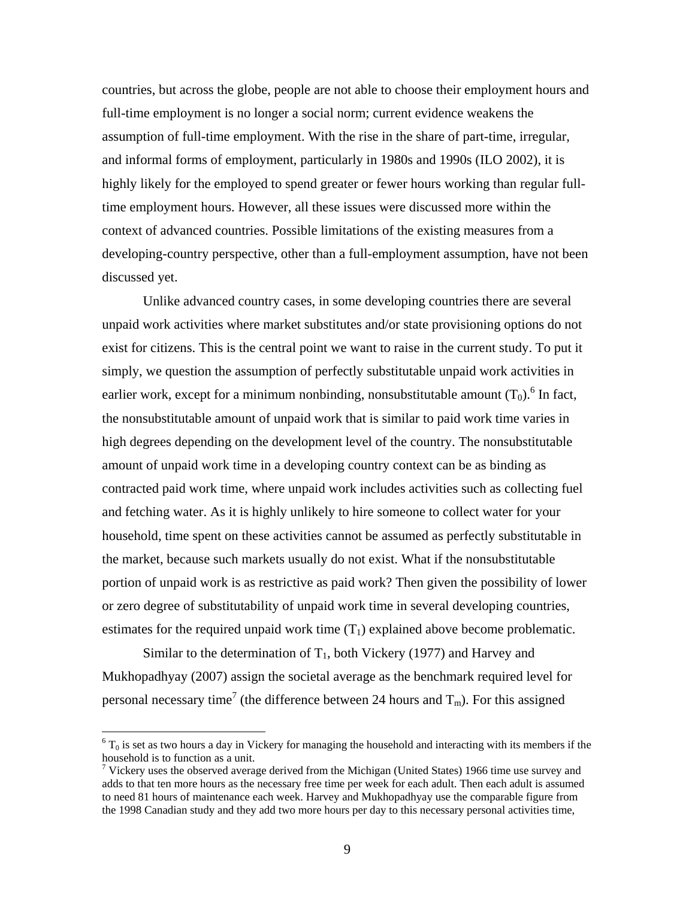countries, but across the globe, people are not able to choose their employment hours and full-time employment is no longer a social norm; current evidence weakens the assumption of full-time employment. With the rise in the share of part-time, irregular, and informal forms of employment, particularly in 1980s and 1990s (ILO 2002), it is highly likely for the employed to spend greater or fewer hours working than regular full-time employment hours. However, all these issues were discussed more within the context of advanced countries. Possible limitations of the existing measures from a developing-country perspective, other than a full-employment assumption, have not been discussed yet.

Unlike advanced country cases, in some developing countries there are several unpaid work activities where market substitutes and/or state provisioning options do not exist for citizens. This is the central point we want to raise in the current study. To put it simply, we question the assumption of perfectly substitutable unpaid work activities in earlier work, except for a minimum nonbinding, nonsubstitutable amount ($T_0$).[6] In fact, the nonsubstitutable amount of unpaid work that is similar to paid work time varies in high degrees depending on the development level of the country. The nonsubstitutable amount of unpaid work time in a developing country context can be as binding as contracted paid work time, where unpaid work includes activities such as collecting fuel and fetching water. As it is highly unlikely to hire someone to collect water for your household, time spent on these activities cannot be assumed as perfectly substitutable in the market, because such markets usually do not exist. What if the nonsubstitutable portion of unpaid work is as restrictive as paid work? Then given the possibility of lower or zero degree of substitutability of unpaid work time in several developing countries, estimates for the required unpaid work time ($T_1$) explained above become problematic.

Similar to the determination of $T_1$, both Vickery (1977) and Harvey and Mukhopadhyay (2007) assign the societal average as the benchmark required level for personal necessary time[7] (the difference between 24 hours and $T_m$). For this assigned

[6] $T_0$ is set as two hours a day in Vickery for managing the household and interacting with its members if the household is to function as a unit.

[7] Vickery uses the observed average derived from the Michigan (United States) 1966 time use survey and adds to that ten more hours as the necessary free time per week for each adult. Then each adult is assumed to need 81 hours of maintenance each week. Harvey and Mukhopadhyay use the comparable figure from the 1998 Canadian study and they add two more hours per day to this necessary personal activities time,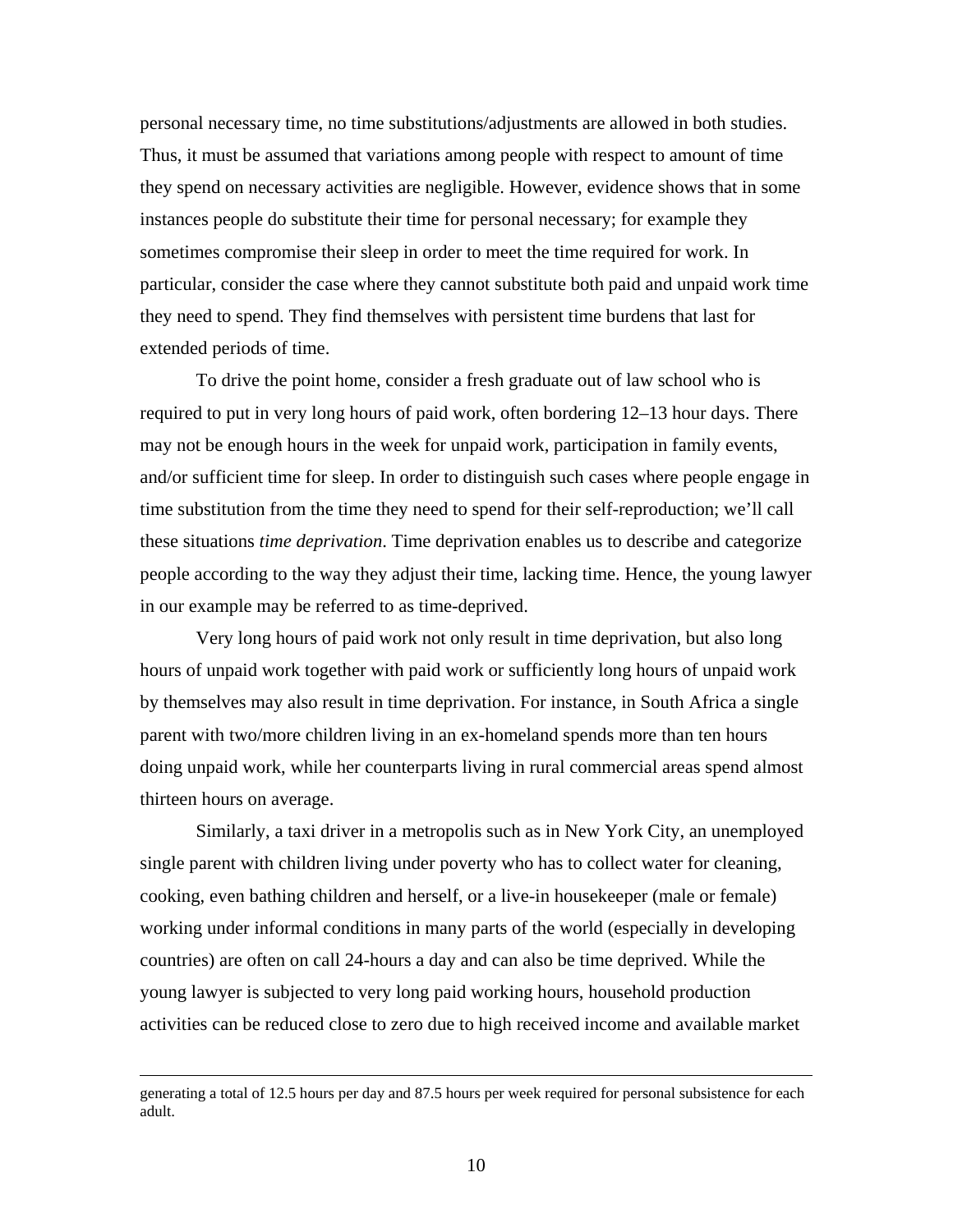personal necessary time, no time substitutions/adjustments are allowed in both studies. Thus, it must be assumed that variations among people with respect to amount of time they spend on necessary activities are negligible. However, evidence shows that in some instances people do substitute their time for personal necessary; for example they sometimes compromise their sleep in order to meet the time required for work. In particular, consider the case where they cannot substitute both paid and unpaid work time they need to spend. They find themselves with persistent time burdens that last for extended periods of time.

To drive the point home, consider a fresh graduate out of law school who is required to put in very long hours of paid work, often bordering 12–13 hour days. There may not be enough hours in the week for unpaid work, participation in family events, and/or sufficient time for sleep. In order to distinguish such cases where people engage in time substitution from the time they need to spend for their self-reproduction; we'll call these situations *time deprivation*. Time deprivation enables us to describe and categorize people according to the way they adjust their time, lacking time. Hence, the young lawyer in our example may be referred to as time-deprived.

Very long hours of paid work not only result in time deprivation, but also long hours of unpaid work together with paid work or sufficiently long hours of unpaid work by themselves may also result in time deprivation. For instance, in South Africa a single parent with two/more children living in an ex-homeland spends more than ten hours doing unpaid work, while her counterparts living in rural commercial areas spend almost thirteen hours on average.

Similarly, a taxi driver in a metropolis such as in New York City, an unemployed single parent with children living under poverty who has to collect water for cleaning, cooking, even bathing children and herself, or a live-in housekeeper (male or female) working under informal conditions in many parts of the world (especially in developing countries) are often on call 24-hours a day and can also be time deprived. While the young lawyer is subjected to very long paid working hours, household production activities can be reduced close to zero due to high received income and available market

generating a total of 12.5 hours per day and 87.5 hours per week required for personal subsistence for each adult.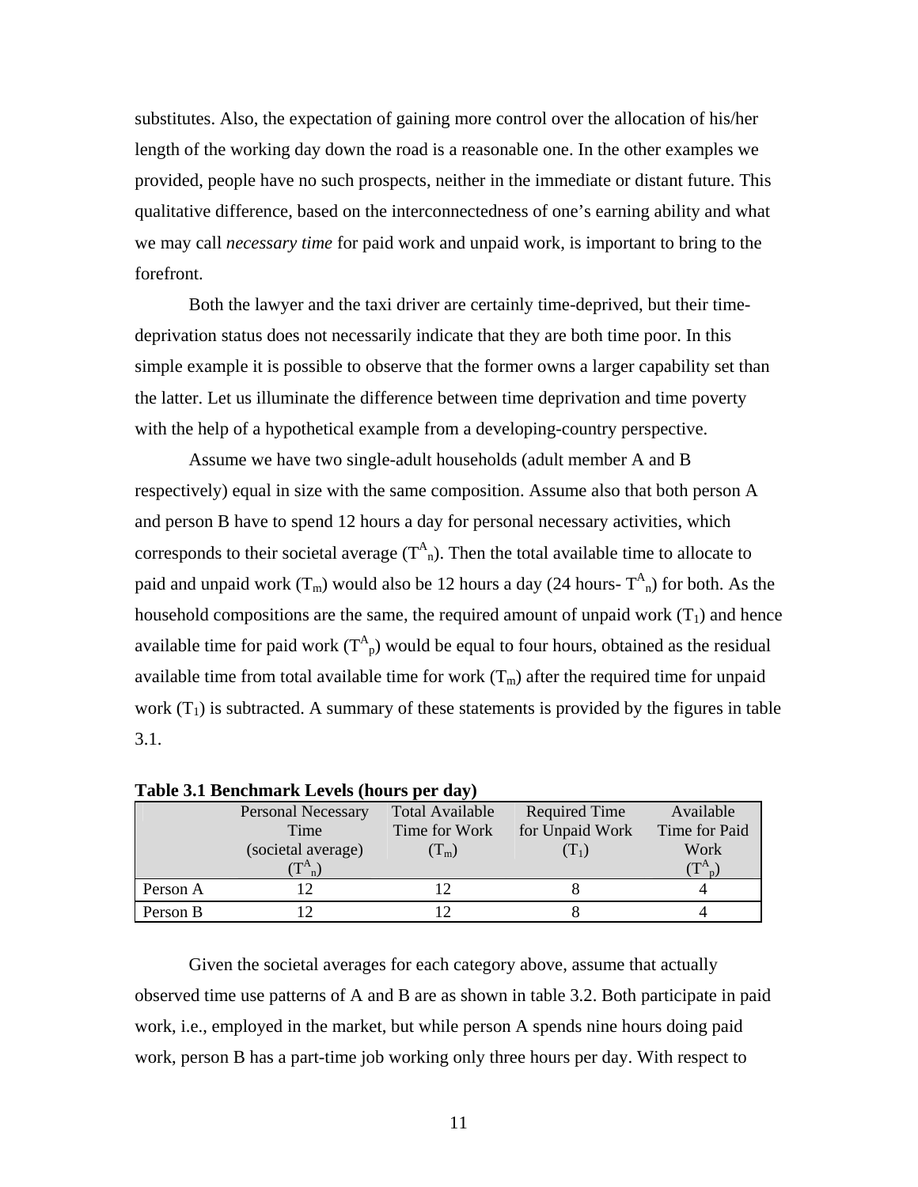substitutes. Also, the expectation of gaining more control over the allocation of his/her length of the working day down the road is a reasonable one. In the other examples we provided, people have no such prospects, neither in the immediate or distant future. This qualitative difference, based on the interconnectedness of one's earning ability and what we may call *necessary time* for paid work and unpaid work, is important to bring to the forefront.

Both the lawyer and the taxi driver are certainly time-deprived, but their time-deprivation status does not necessarily indicate that they are both time poor. In this simple example it is possible to observe that the former owns a larger capability set than the latter. Let us illuminate the difference between time deprivation and time poverty with the help of a hypothetical example from a developing-country perspective.

Assume we have two single-adult households (adult member A and B respectively) equal in size with the same composition. Assume also that both person A and person B have to spend 12 hours a day for personal necessary activities, which corresponds to their societal average ($T^A_n$). Then the total available time to allocate to paid and unpaid work ($T_m$) would also be 12 hours a day (24 hours- $T^A_n$) for both. As the household compositions are the same, the required amount of unpaid work ($T_1$) and hence available time for paid work ($T^A_p$) would be equal to four hours, obtained as the residual available time from total available time for work ($T_m$) after the required time for unpaid work ($T_1$) is subtracted. A summary of these statements is provided by the figures in table 3.1.

**Table 3.1 Benchmark Levels (hours per day)**

| | Personal Necessary Time (societal average) ($T^A_n$) | Total Available Time for Work ($T_m$) | Required Time for Unpaid Work ($T_1$) | Available Time for Paid Work ($T^A_p$) |
|---|---|---|---|---|
| Person A | 12 | 12 | 8 | 4 |
| Person B | 12 | 12 | 8 | 4 |

Given the societal averages for each category above, assume that actually observed time use patterns of A and B are as shown in table 3.2. Both participate in paid work, i.e., employed in the market, but while person A spends nine hours doing paid work, person B has a part-time job working only three hours per day. With respect to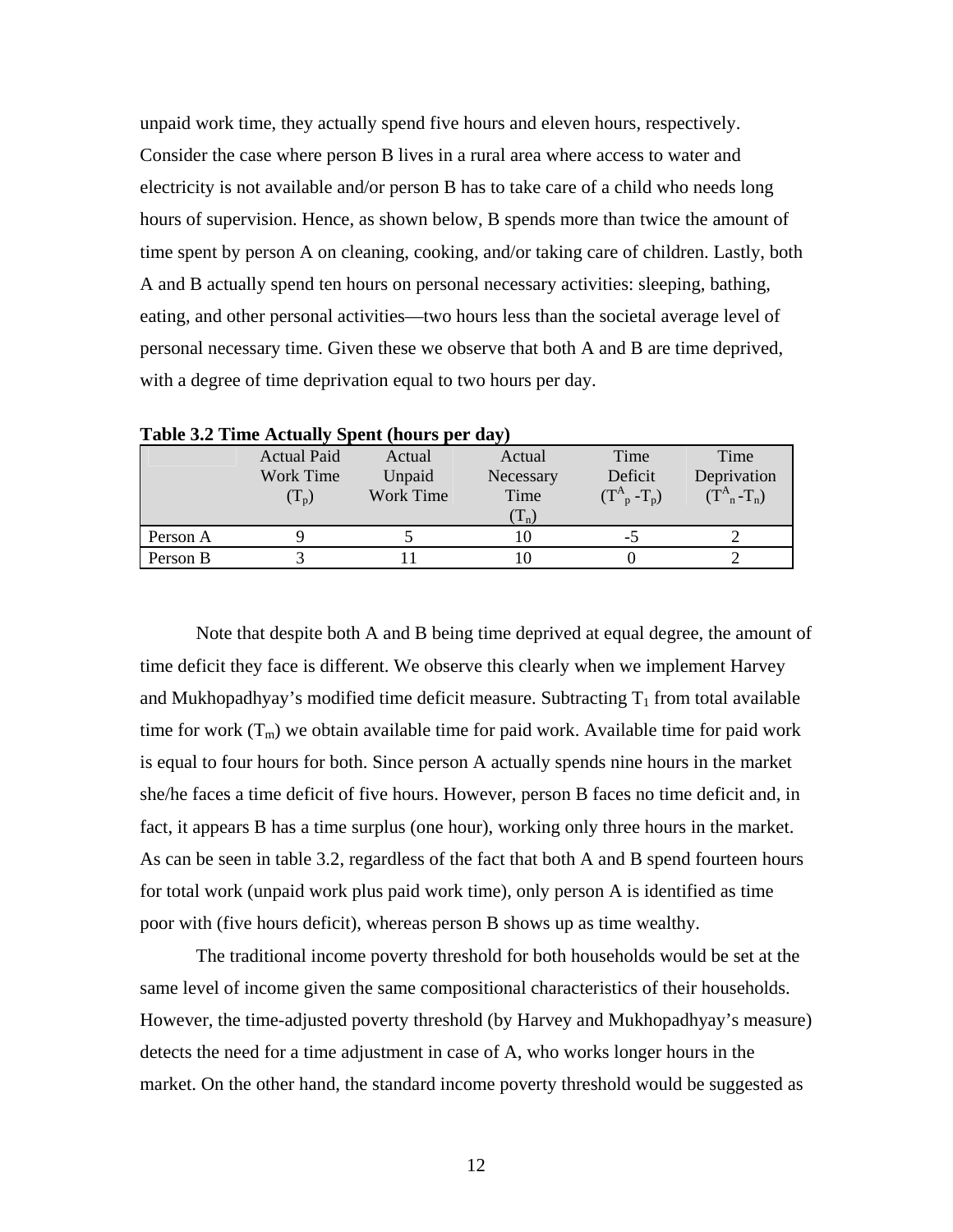unpaid work time, they actually spend five hours and eleven hours, respectively. Consider the case where person B lives in a rural area where access to water and electricity is not available and/or person B has to take care of a child who needs long hours of supervision. Hence, as shown below, B spends more than twice the amount of time spent by person A on cleaning, cooking, and/or taking care of children. Lastly, both A and B actually spend ten hours on personal necessary activities: sleeping, bathing, eating, and other personal activities—two hours less than the societal average level of personal necessary time. Given these we observe that both A and B are time deprived, with a degree of time deprivation equal to two hours per day.

**Table 3.2 Time Actually Spent (hours per day)**

| | Actual Paid Work Time ($T_p$) | Actual Unpaid Work Time | Actual Necessary Time ($T_n$) | Time Deficit ($T^A_p - T_p$) | Time Deprivation ($T^A_n - T_n$) |
|---|---|---|---|---|---|
| Person A | 9 | 5 | 10 | -5 | 2 |
| Person B | 3 | 11 | 10 | 0 | 2 |

Note that despite both A and B being time deprived at equal degree, the amount of time deficit they face is different. We observe this clearly when we implement Harvey and Mukhopadhyay's modified time deficit measure. Subtracting $T_1$ from total available time for work ($T_m$) we obtain available time for paid work. Available time for paid work is equal to four hours for both. Since person A actually spends nine hours in the market she/he faces a time deficit of five hours. However, person B faces no time deficit and, in fact, it appears B has a time surplus (one hour), working only three hours in the market. As can be seen in table 3.2, regardless of the fact that both A and B spend fourteen hours for total work (unpaid work plus paid work time), only person A is identified as time poor with (five hours deficit), whereas person B shows up as time wealthy.

The traditional income poverty threshold for both households would be set at the same level of income given the same compositional characteristics of their households. However, the time-adjusted poverty threshold (by Harvey and Mukhopadhyay's measure) detects the need for a time adjustment in case of A, who works longer hours in the market. On the other hand, the standard income poverty threshold would be suggested as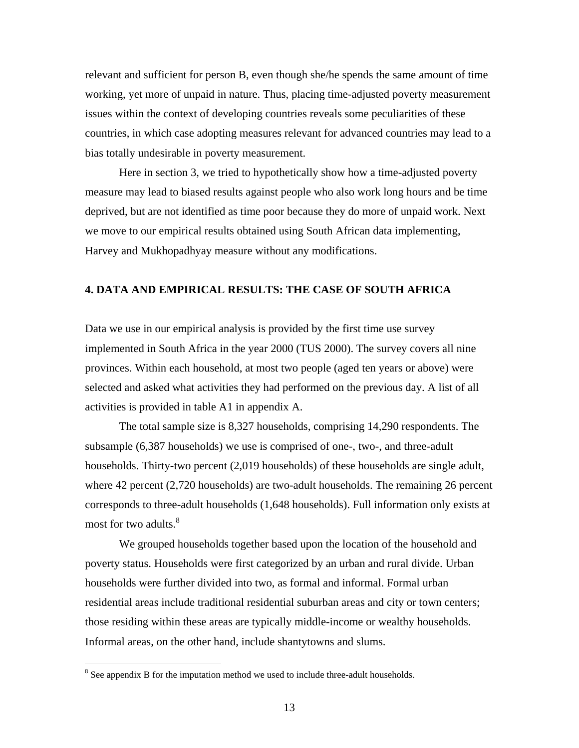relevant and sufficient for person B, even though she/he spends the same amount of time working, yet more of unpaid in nature. Thus, placing time-adjusted poverty measurement issues within the context of developing countries reveals some peculiarities of these countries, in which case adopting measures relevant for advanced countries may lead to a bias totally undesirable in poverty measurement.

Here in section 3, we tried to hypothetically show how a time-adjusted poverty measure may lead to biased results against people who also work long hours and be time deprived, but are not identified as time poor because they do more of unpaid work. Next we move to our empirical results obtained using South African data implementing, Harvey and Mukhopadhyay measure without any modifications.

## 4. DATA AND EMPIRICAL RESULTS: THE CASE OF SOUTH AFRICA

Data we use in our empirical analysis is provided by the first time use survey implemented in South Africa in the year 2000 (TUS 2000). The survey covers all nine provinces. Within each household, at most two people (aged ten years or above) were selected and asked what activities they had performed on the previous day. A list of all activities is provided in table A1 in appendix A.

The total sample size is 8,327 households, comprising 14,290 respondents. The subsample (6,387 households) we use is comprised of one-, two-, and three-adult households. Thirty-two percent (2,019 households) of these households are single adult, where 42 percent (2,720 households) are two-adult households. The remaining 26 percent corresponds to three-adult households (1,648 households). Full information only exists at most for two adults.[8]

We grouped households together based upon the location of the household and poverty status. Households were first categorized by an urban and rural divide. Urban households were further divided into two, as formal and informal. Formal urban residential areas include traditional residential suburban areas and city or town centers; those residing within these areas are typically middle-income or wealthy households. Informal areas, on the other hand, include shantytowns and slums.

---

[8] See appendix B for the imputation method we used to include three-adult households.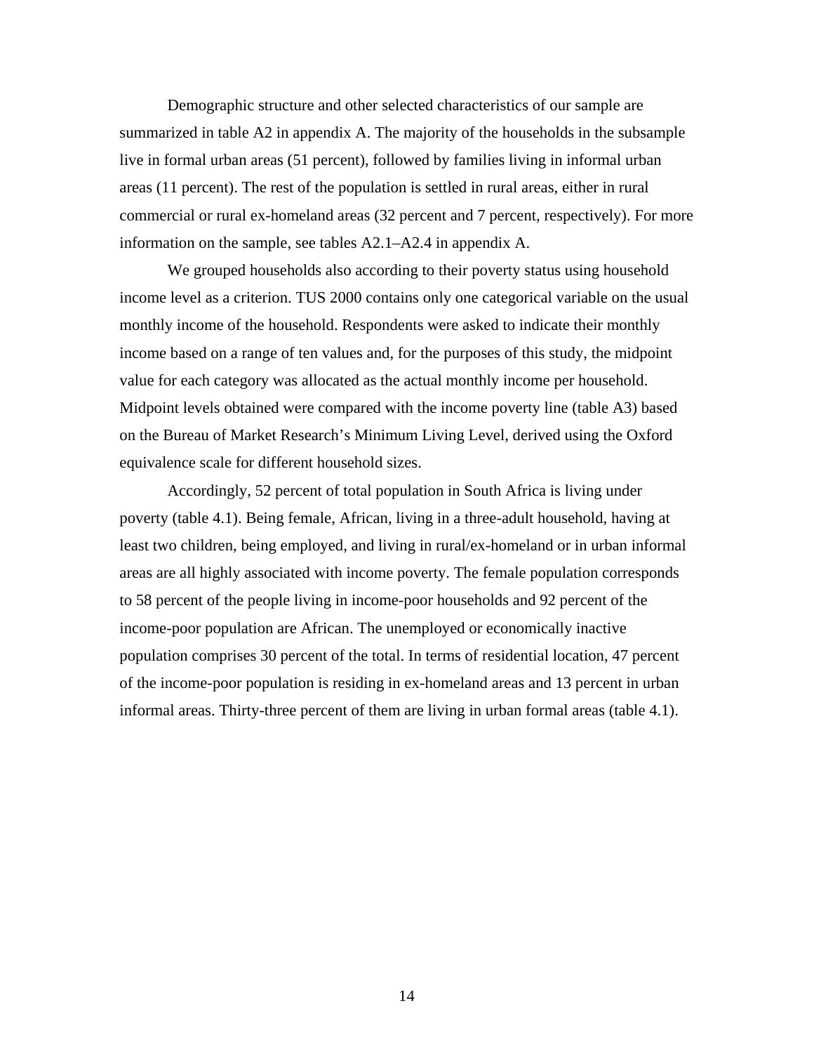Demographic structure and other selected characteristics of our sample are summarized in table A2 in appendix A. The majority of the households in the subsample live in formal urban areas (51 percent), followed by families living in informal urban areas (11 percent). The rest of the population is settled in rural areas, either in rural commercial or rural ex-homeland areas (32 percent and 7 percent, respectively). For more information on the sample, see tables A2.1–A2.4 in appendix A.

We grouped households also according to their poverty status using household income level as a criterion. TUS 2000 contains only one categorical variable on the usual monthly income of the household. Respondents were asked to indicate their monthly income based on a range of ten values and, for the purposes of this study, the midpoint value for each category was allocated as the actual monthly income per household. Midpoint levels obtained were compared with the income poverty line (table A3) based on the Bureau of Market Research's Minimum Living Level, derived using the Oxford equivalence scale for different household sizes.

Accordingly, 52 percent of total population in South Africa is living under poverty (table 4.1). Being female, African, living in a three-adult household, having at least two children, being employed, and living in rural/ex-homeland or in urban informal areas are all highly associated with income poverty. The female population corresponds to 58 percent of the people living in income-poor households and 92 percent of the income-poor population are African. The unemployed or economically inactive population comprises 30 percent of the total. In terms of residential location, 47 percent of the income-poor population is residing in ex-homeland areas and 13 percent in urban informal areas. Thirty-three percent of them are living in urban formal areas (table 4.1).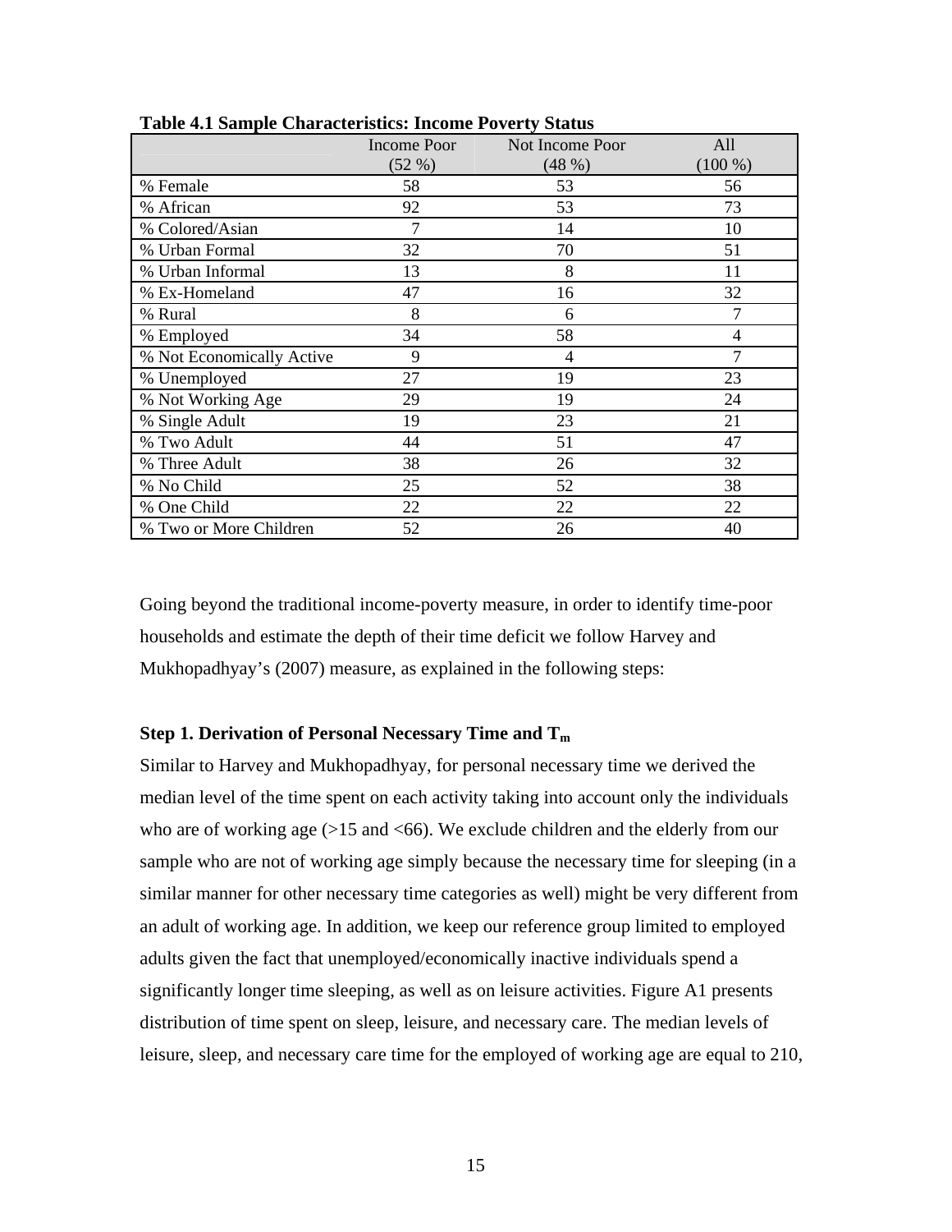**Table 4.1 Sample Characteristics: Income Poverty Status**

| | Income Poor (52 %) | Not Income Poor (48 %) | All (100 %) |
|---|---|---|---|
| % Female | 58 | 53 | 56 |
| % African | 92 | 53 | 73 |
| % Colored/Asian | 7 | 14 | 10 |
| % Urban Formal | 32 | 70 | 51 |
| % Urban Informal | 13 | 8 | 11 |
| % Ex-Homeland | 47 | 16 | 32 |
| % Rural | 8 | 6 | 7 |
| % Employed | 34 | 58 | 4 |
| % Not Economically Active | 9 | 4 | 7 |
| % Unemployed | 27 | 19 | 23 |
| % Not Working Age | 29 | 19 | 24 |
| % Single Adult | 19 | 23 | 21 |
| % Two Adult | 44 | 51 | 47 |
| % Three Adult | 38 | 26 | 32 |
| % No Child | 25 | 52 | 38 |
| % One Child | 22 | 22 | 22 |
| % Two or More Children | 52 | 26 | 40 |

Going beyond the traditional income-poverty measure, in order to identify time-poor households and estimate the depth of their time deficit we follow Harvey and Mukhopadhyay's (2007) measure, as explained in the following steps:

**Step 1. Derivation of Personal Necessary Time and $T_m$**

Similar to Harvey and Mukhopadhyay, for personal necessary time we derived the median level of the time spent on each activity taking into account only the individuals who are of working age (>15 and <66). We exclude children and the elderly from our sample who are not of working age simply because the necessary time for sleeping (in a similar manner for other necessary time categories as well) might be very different from an adult of working age. In addition, we keep our reference group limited to employed adults given the fact that unemployed/economically inactive individuals spend a significantly longer time sleeping, as well as on leisure activities. Figure A1 presents distribution of time spent on sleep, leisure, and necessary care. The median levels of leisure, sleep, and necessary care time for the employed of working age are equal to 210,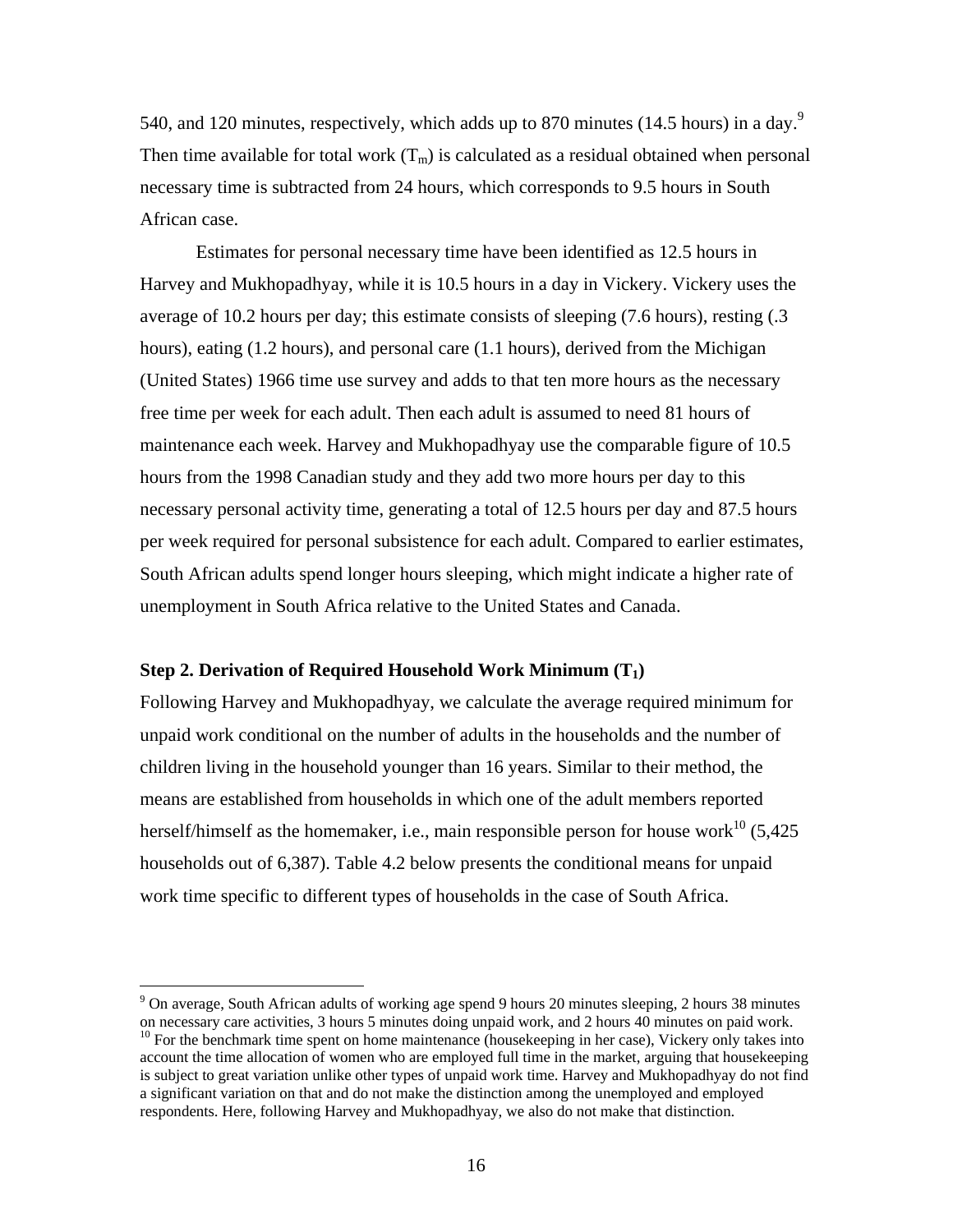540, and 120 minutes, respectively, which adds up to 870 minutes (14.5 hours) in a day.[9] Then time available for total work ($T_m$) is calculated as a residual obtained when personal necessary time is subtracted from 24 hours, which corresponds to 9.5 hours in South African case.

Estimates for personal necessary time have been identified as 12.5 hours in Harvey and Mukhopadhyay, while it is 10.5 hours in a day in Vickery. Vickery uses the average of 10.2 hours per day; this estimate consists of sleeping (7.6 hours), resting (.3 hours), eating (1.2 hours), and personal care (1.1 hours), derived from the Michigan (United States) 1966 time use survey and adds to that ten more hours as the necessary free time per week for each adult. Then each adult is assumed to need 81 hours of maintenance each week. Harvey and Mukhopadhyay use the comparable figure of 10.5 hours from the 1998 Canadian study and they add two more hours per day to this necessary personal activity time, generating a total of 12.5 hours per day and 87.5 hours per week required for personal subsistence for each adult. Compared to earlier estimates, South African adults spend longer hours sleeping, which might indicate a higher rate of unemployment in South Africa relative to the United States and Canada.

### Step 2. Derivation of Required Household Work Minimum ($T_1$)

Following Harvey and Mukhopadhyay, we calculate the average required minimum for unpaid work conditional on the number of adults in the households and the number of children living in the household younger than 16 years. Similar to their method, the means are established from households in which one of the adult members reported herself/himself as the homemaker, i.e., main responsible person for house work[10] (5,425 households out of 6,387). Table 4.2 below presents the conditional means for unpaid work time specific to different types of households in the case of South Africa.

---

[9] On average, South African adults of working age spend 9 hours 20 minutes sleeping, 2 hours 38 minutes on necessary care activities, 3 hours 5 minutes doing unpaid work, and 2 hours 40 minutes on paid work.

[10] For the benchmark time spent on home maintenance (housekeeping in her case), Vickery only takes into account the time allocation of women who are employed full time in the market, arguing that housekeeping is subject to great variation unlike other types of unpaid work time. Harvey and Mukhopadhyay do not find a significant variation on that and do not make the distinction among the unemployed and employed respondents. Here, following Harvey and Mukhopadhyay, we also do not make that distinction.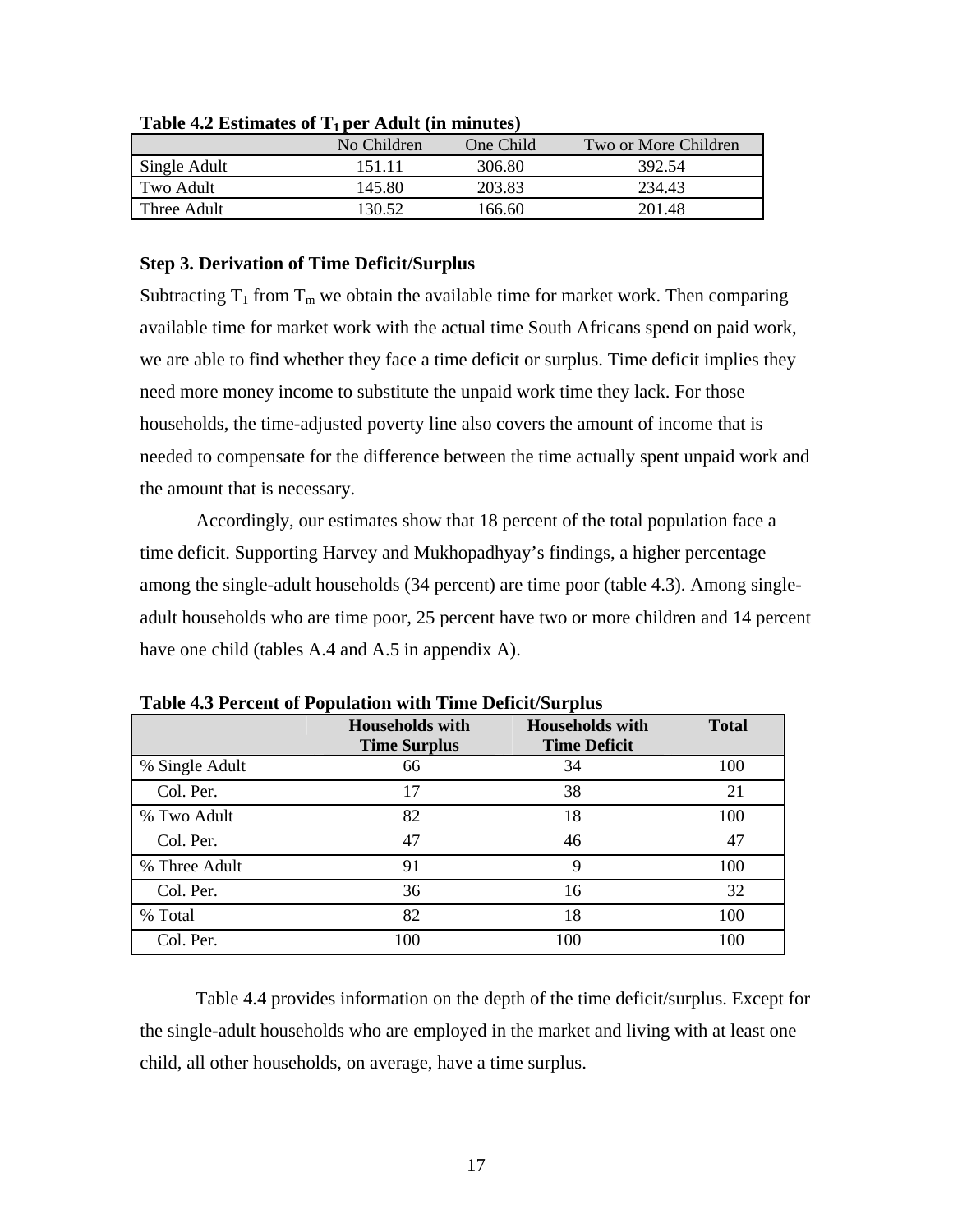**Table 4.2 Estimates of $T_1$ per Adult (in minutes)**

| | No Children | One Child | Two or More Children |
|---|---|---|---|
| Single Adult | 151.11 | 306.80 | 392.54 |
| Two Adult | 145.80 | 203.83 | 234.43 |
| Three Adult | 130.52 | 166.60 | 201.48 |

**Step 3. Derivation of Time Deficit/Surplus**

Subtracting $T_1$ from $T_m$ we obtain the available time for market work. Then comparing available time for market work with the actual time South Africans spend on paid work, we are able to find whether they face a time deficit or surplus. Time deficit implies they need more money income to substitute the unpaid work time they lack. For those households, the time-adjusted poverty line also covers the amount of income that is needed to compensate for the difference between the time actually spent unpaid work and the amount that is necessary.

Accordingly, our estimates show that 18 percent of the total population face a time deficit. Supporting Harvey and Mukhopadhyay's findings, a higher percentage among the single-adult households (34 percent) are time poor (table 4.3). Among single-adult households who are time poor, 25 percent have two or more children and 14 percent have one child (tables A.4 and A.5 in appendix A).

**Table 4.3 Percent of Population with Time Deficit/Surplus**

| | Households with Time Surplus | Households with Time Deficit | Total |
|---|---|---|---|
| % Single Adult | 66 | 34 | 100 |
| Col. Per. | 17 | 38 | 21 |
| % Two Adult | 82 | 18 | 100 |
| Col. Per. | 47 | 46 | 47 |
| % Three Adult | 91 | 9 | 100 |
| Col. Per. | 36 | 16 | 32 |
| % Total | 82 | 18 | 100 |
| Col. Per. | 100 | 100 | 100 |

Table 4.4 provides information on the depth of the time deficit/surplus. Except for the single-adult households who are employed in the market and living with at least one child, all other households, on average, have a time surplus.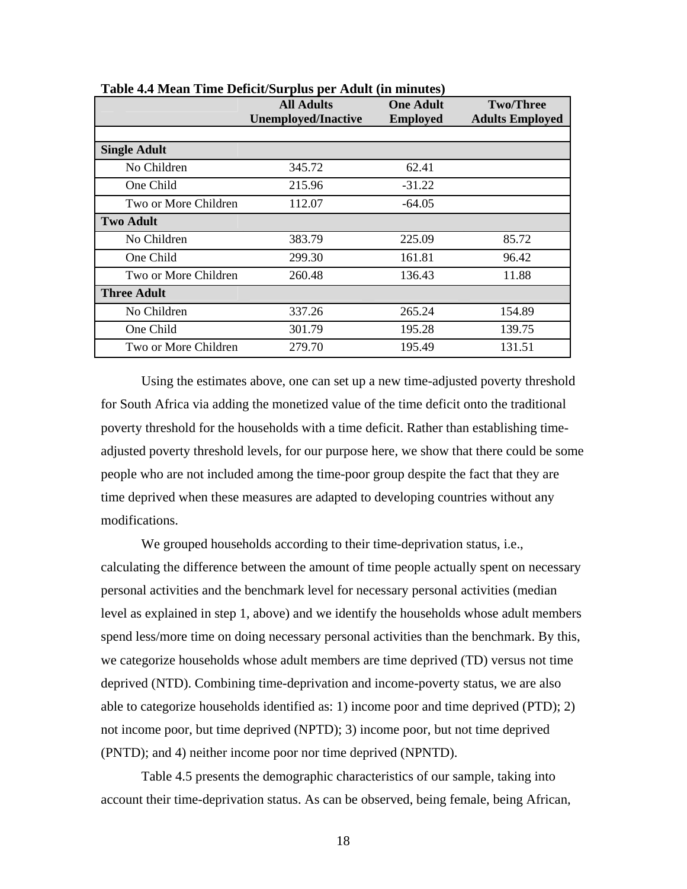**Table 4.4 Mean Time Deficit/Surplus per Adult (in minutes)**

| | All Adults Unemployed/Inactive | One Adult Employed | Two/Three Adults Employed |
|---|---|---|---|
| **Single Adult** | | | |
| No Children | 345.72 | 62.41 | |
| One Child | 215.96 | -31.22 | |
| Two or More Children | 112.07 | -64.05 | |
| **Two Adult** | | | |
| No Children | 383.79 | 225.09 | 85.72 |
| One Child | 299.30 | 161.81 | 96.42 |
| Two or More Children | 260.48 | 136.43 | 11.88 |
| **Three Adult** | | | |
| No Children | 337.26 | 265.24 | 154.89 |
| One Child | 301.79 | 195.28 | 139.75 |
| Two or More Children | 279.70 | 195.49 | 131.51 |

Using the estimates above, one can set up a new time-adjusted poverty threshold for South Africa via adding the monetized value of the time deficit onto the traditional poverty threshold for the households with a time deficit. Rather than establishing time-adjusted poverty threshold levels, for our purpose here, we show that there could be some people who are not included among the time-poor group despite the fact that they are time deprived when these measures are adapted to developing countries without any modifications.

We grouped households according to their time-deprivation status, i.e., calculating the difference between the amount of time people actually spent on necessary personal activities and the benchmark level for necessary personal activities (median level as explained in step 1, above) and we identify the households whose adult members spend less/more time on doing necessary personal activities than the benchmark. By this, we categorize households whose adult members are time deprived (TD) versus not time deprived (NTD). Combining time-deprivation and income-poverty status, we are also able to categorize households identified as: 1) income poor and time deprived (PTD); 2) not income poor, but time deprived (NPTD); 3) income poor, but not time deprived (PNTD); and 4) neither income poor nor time deprived (NPNTD).

Table 4.5 presents the demographic characteristics of our sample, taking into account their time-deprivation status. As can be observed, being female, being African,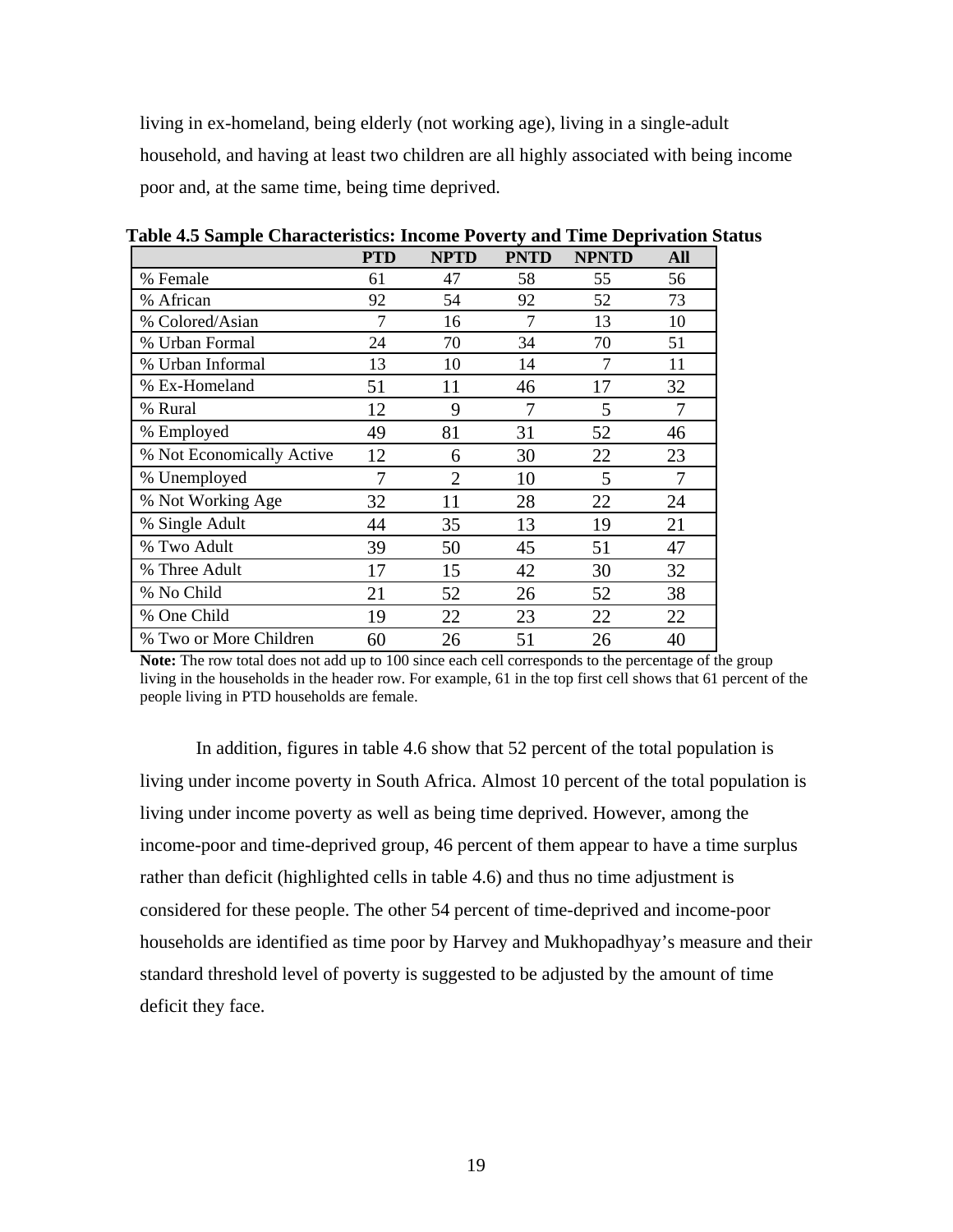living in ex-homeland, being elderly (not working age), living in a single-adult household, and having at least two children are all highly associated with being income poor and, at the same time, being time deprived.

**Table 4.5 Sample Characteristics: Income Poverty and Time Deprivation Status**

| | PTD | NPTD | PNTD | NPNTD | All |
|---|---|---|---|---|---|
| % Female | 61 | 47 | 58 | 55 | 56 |
| % African | 92 | 54 | 92 | 52 | 73 |
| % Colored/Asian | 7 | 16 | 7 | 13 | 10 |
| % Urban Formal | 24 | 70 | 34 | 70 | 51 |
| % Urban Informal | 13 | 10 | 14 | 7 | 11 |
| % Ex-Homeland | 51 | 11 | 46 | 17 | 32 |
| % Rural | 12 | 9 | 7 | 5 | 7 |
| % Employed | 49 | 81 | 31 | 52 | 46 |
| % Not Economically Active | 12 | 6 | 30 | 22 | 23 |
| % Unemployed | 7 | 2 | 10 | 5 | 7 |
| % Not Working Age | 32 | 11 | 28 | 22 | 24 |
| % Single Adult | 44 | 35 | 13 | 19 | 21 |
| % Two Adult | 39 | 50 | 45 | 51 | 47 |
| % Three Adult | 17 | 15 | 42 | 30 | 32 |
| % No Child | 21 | 52 | 26 | 52 | 38 |
| % One Child | 19 | 22 | 23 | 22 | 22 |
| % Two or More Children | 60 | 26 | 51 | 26 | 40 |

**Note:** The row total does not add up to 100 since each cell corresponds to the percentage of the group living in the households in the header row. For example, 61 in the top first cell shows that 61 percent of the people living in PTD households are female.

In addition, figures in table 4.6 show that 52 percent of the total population is living under income poverty in South Africa. Almost 10 percent of the total population is living under income poverty as well as being time deprived. However, among the income-poor and time-deprived group, 46 percent of them appear to have a time surplus rather than deficit (highlighted cells in table 4.6) and thus no time adjustment is considered for these people. The other 54 percent of time-deprived and income-poor households are identified as time poor by Harvey and Mukhopadhyay's measure and their standard threshold level of poverty is suggested to be adjusted by the amount of time deficit they face.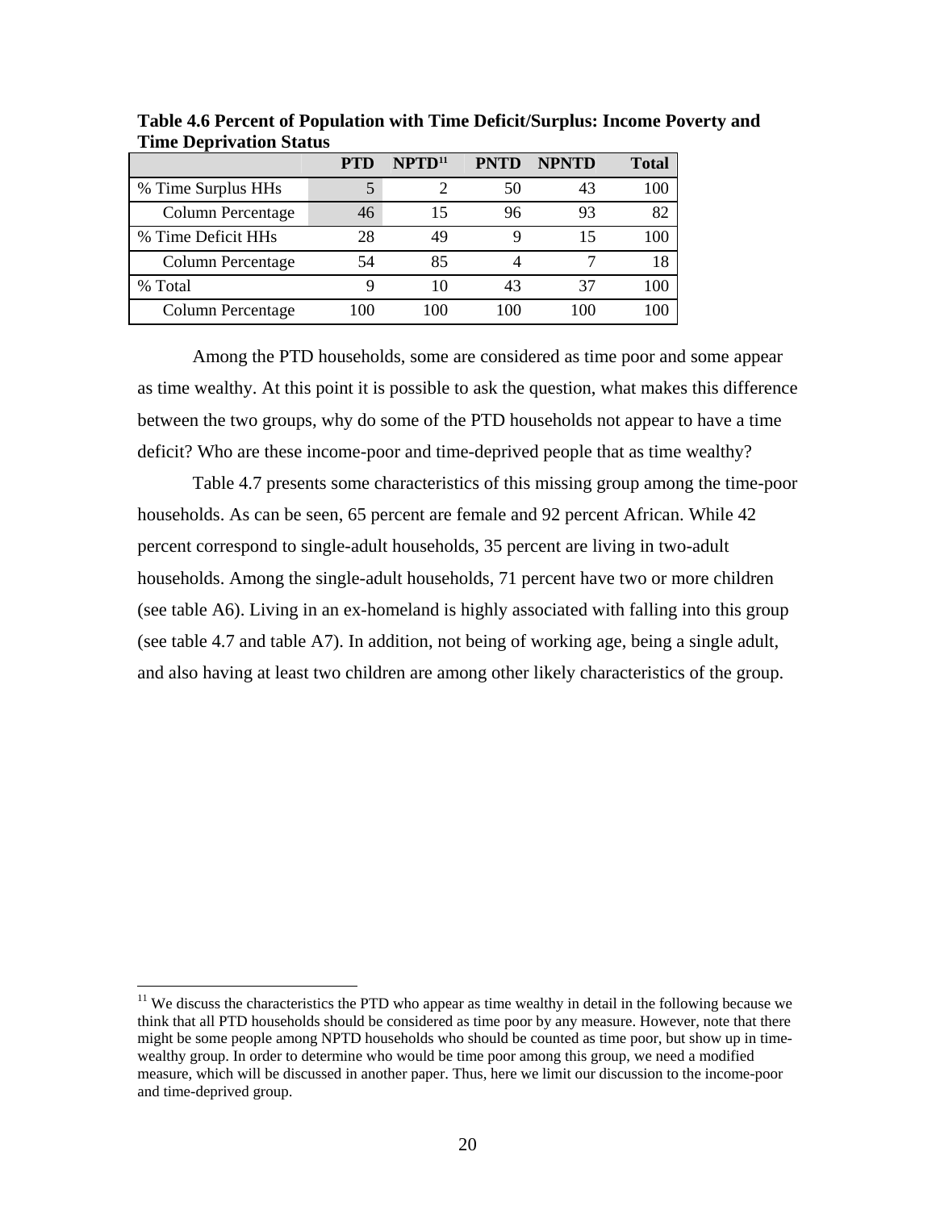**Table 4.6 Percent of Population with Time Deficit/Surplus: Income Poverty and Time Deprivation Status**

| | PTD | NPTD[11] | PNTD | NPNTD | Total |
|---|---|---|---|---|---|
| % Time Surplus HHs | 5 | 2 | 50 | 43 | 100 |
| Column Percentage | 46 | 15 | 96 | 93 | 82 |
| % Time Deficit HHs | 28 | 49 | 9 | 15 | 100 |
| Column Percentage | 54 | 85 | 4 | 7 | 18 |
| % Total | 9 | 10 | 43 | 37 | 100 |
| Column Percentage | 100 | 100 | 100 | 100 | 100 |

Among the PTD households, some are considered as time poor and some appear as time wealthy. At this point it is possible to ask the question, what makes this difference between the two groups, why do some of the PTD households not appear to have a time deficit? Who are these income-poor and time-deprived people that as time wealthy?

Table 4.7 presents some characteristics of this missing group among the time-poor households. As can be seen, 65 percent are female and 92 percent African. While 42 percent correspond to single-adult households, 35 percent are living in two-adult households. Among the single-adult households, 71 percent have two or more children (see table A6). Living in an ex-homeland is highly associated with falling into this group (see table 4.7 and table A7). In addition, not being of working age, being a single adult, and also having at least two children are among other likely characteristics of the group.

[11] We discuss the characteristics the PTD who appear as time wealthy in detail in the following because we think that all PTD households should be considered as time poor by any measure. However, note that there might be some people among NPTD households who should be counted as time poor, but show up in time-wealthy group. In order to determine who would be time poor among this group, we need a modified measure, which will be discussed in another paper. Thus, here we limit our discussion to the income-poor and time-deprived group.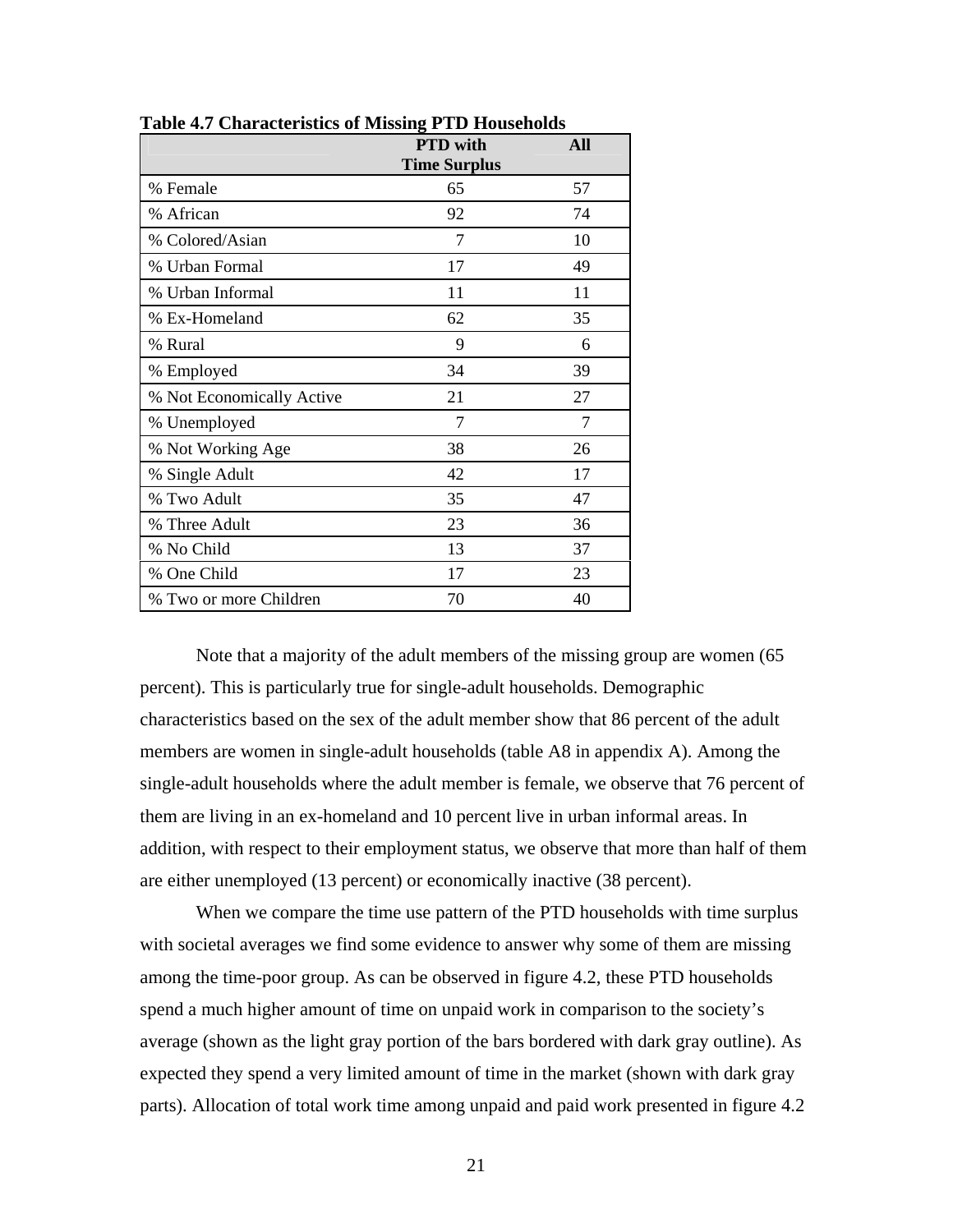**Table 4.7 Characteristics of Missing PTD Households**

| | PTD with Time Surplus | All |
|---|---|---|
| % Female | 65 | 57 |
| % African | 92 | 74 |
| % Colored/Asian | 7 | 10 |
| % Urban Formal | 17 | 49 |
| % Urban Informal | 11 | 11 |
| % Ex-Homeland | 62 | 35 |
| % Rural | 9 | 6 |
| % Employed | 34 | 39 |
| % Not Economically Active | 21 | 27 |
| % Unemployed | 7 | 7 |
| % Not Working Age | 38 | 26 |
| % Single Adult | 42 | 17 |
| % Two Adult | 35 | 47 |
| % Three Adult | 23 | 36 |
| % No Child | 13 | 37 |
| % One Child | 17 | 23 |
| % Two or more Children | 70 | 40 |

Note that a majority of the adult members of the missing group are women (65 percent). This is particularly true for single-adult households. Demographic characteristics based on the sex of the adult member show that 86 percent of the adult members are women in single-adult households (table A8 in appendix A). Among the single-adult households where the adult member is female, we observe that 76 percent of them are living in an ex-homeland and 10 percent live in urban informal areas. In addition, with respect to their employment status, we observe that more than half of them are either unemployed (13 percent) or economically inactive (38 percent).

When we compare the time use pattern of the PTD households with time surplus with societal averages we find some evidence to answer why some of them are missing among the time-poor group. As can be observed in figure 4.2, these PTD households spend a much higher amount of time on unpaid work in comparison to the society's average (shown as the light gray portion of the bars bordered with dark gray outline). As expected they spend a very limited amount of time in the market (shown with dark gray parts). Allocation of total work time among unpaid and paid work presented in figure 4.2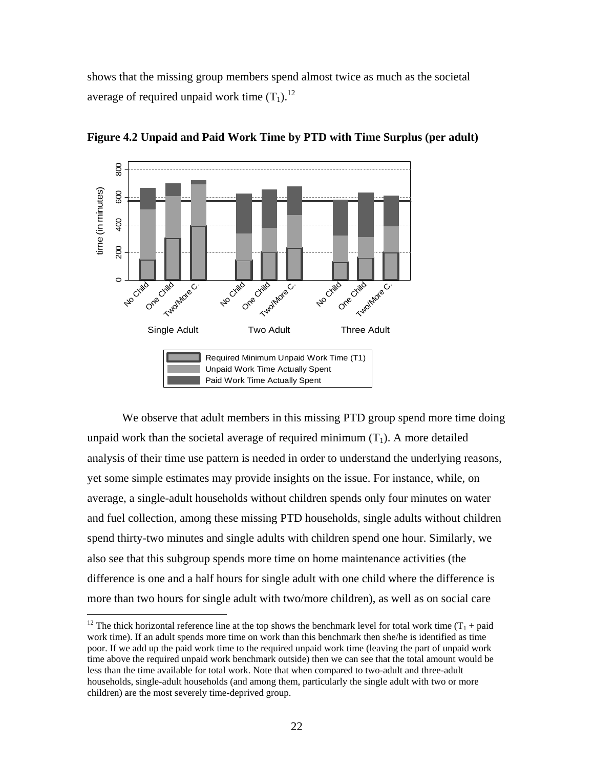shows that the missing group members spend almost twice as much as the societal average of required unpaid work time ($T_1$).[12]

**Figure 4.2 Unpaid and Paid Work Time by PTD with Time Surplus (per adult)**

We observe that adult members in this missing PTD group spend more time doing unpaid work than the societal average of required minimum ($T_1$). A more detailed analysis of their time use pattern is needed in order to understand the underlying reasons, yet some simple estimates may provide insights on the issue. For instance, while, on average, a single-adult households without children spends only four minutes on water and fuel collection, among these missing PTD households, single adults without children spend thirty-two minutes and single adults with children spend one hour. Similarly, we also see that this subgroup spends more time on home maintenance activities (the difference is one and a half hours for single adult with one child where the difference is more than two hours for single adult with two/more children), as well as on social care

[12] The thick horizontal reference line at the top shows the benchmark level for total work time ($T_1$ + paid work time). If an adult spends more time on work than this benchmark then she/he is identified as time poor. If we add up the paid work time to the required unpaid work time (leaving the part of unpaid work time above the required unpaid work benchmark outside) then we can see that the total amount would be less than the time available for total work. Note that when compared to two-adult and three-adult households, single-adult households (and among them, particularly the single adult with two or more children) are the most severely time-deprived group.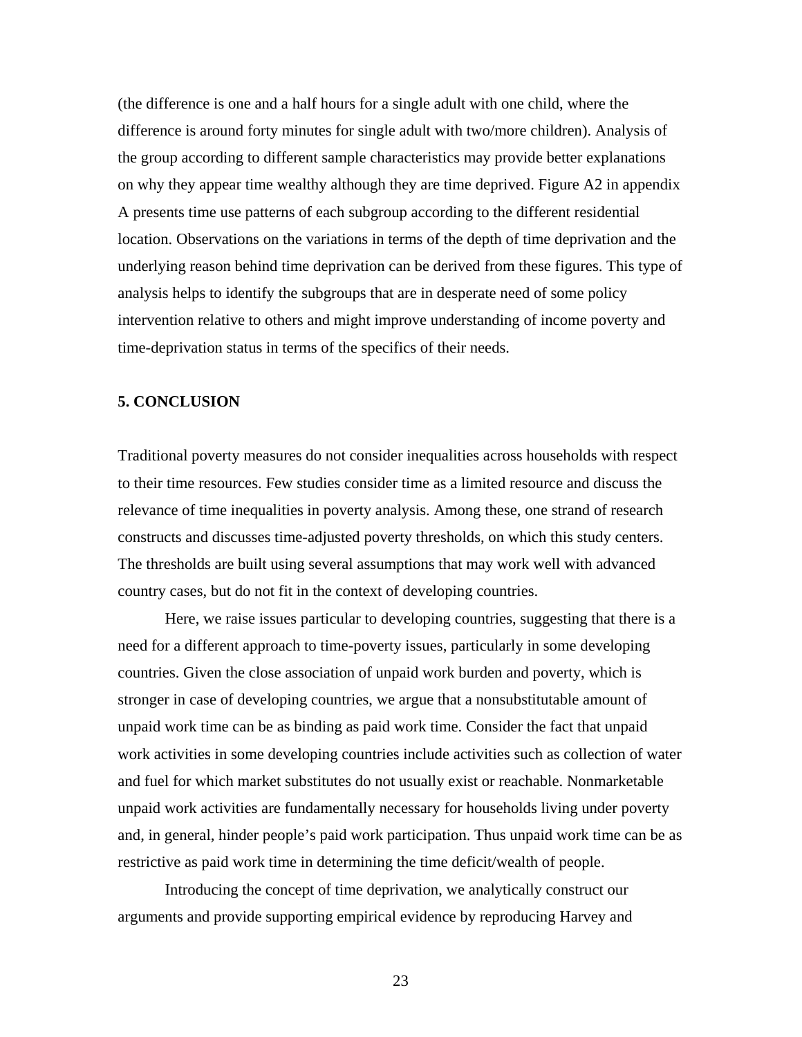(the difference is one and a half hours for a single adult with one child, where the difference is around forty minutes for single adult with two/more children). Analysis of the group according to different sample characteristics may provide better explanations on why they appear time wealthy although they are time deprived. Figure A2 in appendix A presents time use patterns of each subgroup according to the different residential location. Observations on the variations in terms of the depth of time deprivation and the underlying reason behind time deprivation can be derived from these figures. This type of analysis helps to identify the subgroups that are in desperate need of some policy intervention relative to others and might improve understanding of income poverty and time-deprivation status in terms of the specifics of their needs.

## 5. CONCLUSION

Traditional poverty measures do not consider inequalities across households with respect to their time resources. Few studies consider time as a limited resource and discuss the relevance of time inequalities in poverty analysis. Among these, one strand of research constructs and discusses time-adjusted poverty thresholds, on which this study centers. The thresholds are built using several assumptions that may work well with advanced country cases, but do not fit in the context of developing countries.

Here, we raise issues particular to developing countries, suggesting that there is a need for a different approach to time-poverty issues, particularly in some developing countries. Given the close association of unpaid work burden and poverty, which is stronger in case of developing countries, we argue that a nonsubstitutable amount of unpaid work time can be as binding as paid work time. Consider the fact that unpaid work activities in some developing countries include activities such as collection of water and fuel for which market substitutes do not usually exist or reachable. Nonmarketable unpaid work activities are fundamentally necessary for households living under poverty and, in general, hinder people's paid work participation. Thus unpaid work time can be as restrictive as paid work time in determining the time deficit/wealth of people.

Introducing the concept of time deprivation, we analytically construct our arguments and provide supporting empirical evidence by reproducing Harvey and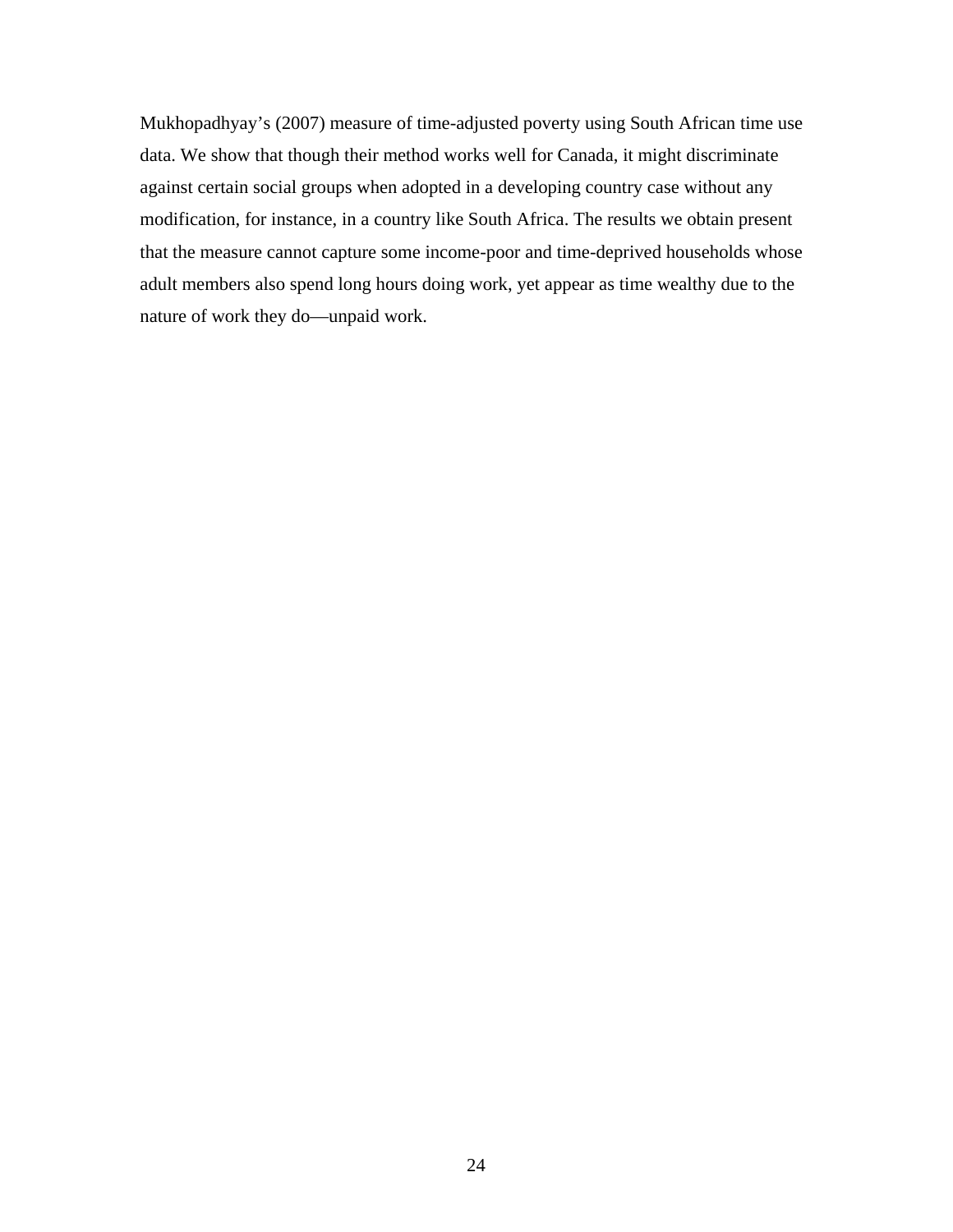Mukhopadhyay's (2007) measure of time-adjusted poverty using South African time use data. We show that though their method works well for Canada, it might discriminate against certain social groups when adopted in a developing country case without any modification, for instance, in a country like South Africa. The results we obtain present that the measure cannot capture some income-poor and time-deprived households whose adult members also spend long hours doing work, yet appear as time wealthy due to the nature of work they do—unpaid work.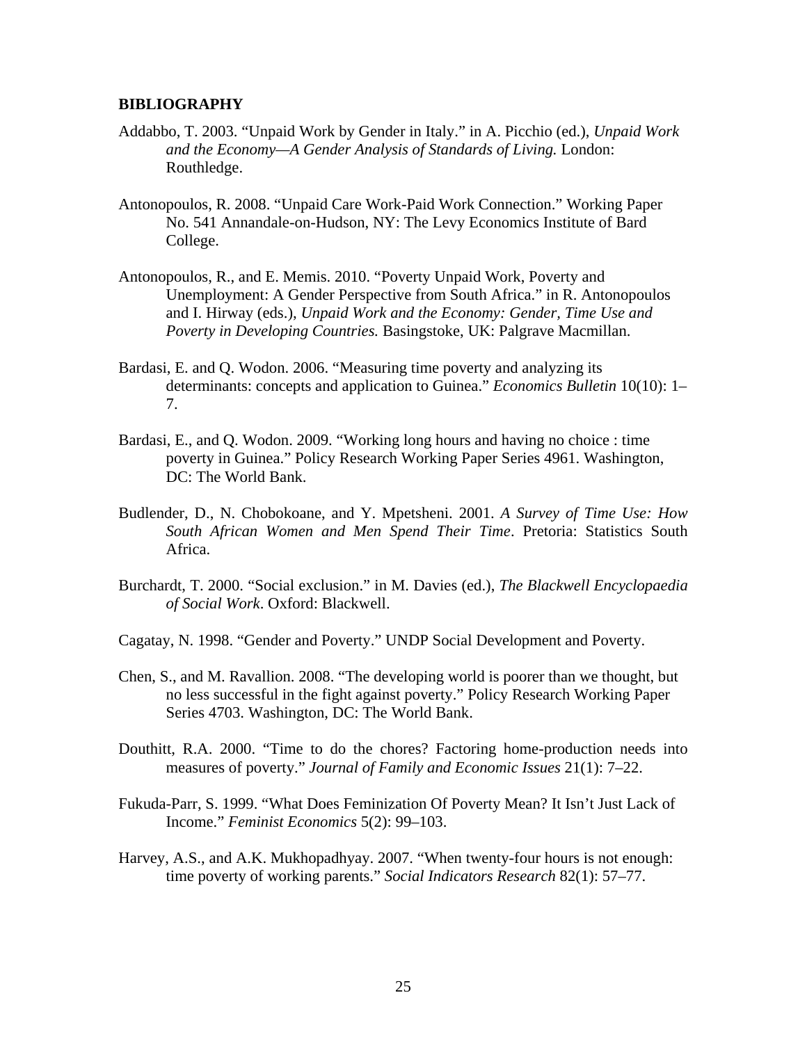## BIBLIOGRAPHY

Addabbo, T. 2003. "Unpaid Work by Gender in Italy." in A. Picchio (ed.), *Unpaid Work and the Economy—A Gender Analysis of Standards of Living.* London: Routhledge.

Antonopoulos, R. 2008. "Unpaid Care Work-Paid Work Connection." Working Paper No. 541 Annandale-on-Hudson, NY: The Levy Economics Institute of Bard College.

Antonopoulos, R., and E. Memis. 2010. "Poverty Unpaid Work, Poverty and Unemployment: A Gender Perspective from South Africa." in R. Antonopoulos and I. Hirway (eds.), *Unpaid Work and the Economy: Gender, Time Use and Poverty in Developing Countries.* Basingstoke, UK: Palgrave Macmillan.

Bardasi, E. and Q. Wodon. 2006. "Measuring time poverty and analyzing its determinants: concepts and application to Guinea." *Economics Bulletin* 10(10): 1–7.

Bardasi, E., and Q. Wodon. 2009. "Working long hours and having no choice : time poverty in Guinea." Policy Research Working Paper Series 4961. Washington, DC: The World Bank.

Budlender, D., N. Chobokoane, and Y. Mpetsheni. 2001. *A Survey of Time Use: How South African Women and Men Spend Their Time*. Pretoria: Statistics South Africa.

Burchardt, T. 2000. "Social exclusion." in M. Davies (ed.), *The Blackwell Encyclopaedia of Social Work*. Oxford: Blackwell.

Cagatay, N. 1998. "Gender and Poverty." UNDP Social Development and Poverty.

Chen, S., and M. Ravallion. 2008. "The developing world is poorer than we thought, but no less successful in the fight against poverty." Policy Research Working Paper Series 4703. Washington, DC: The World Bank.

Douthitt, R.A. 2000. "Time to do the chores? Factoring home-production needs into measures of poverty." *Journal of Family and Economic Issues* 21(1): 7–22.

Fukuda-Parr, S. 1999. "What Does Feminization Of Poverty Mean? It Isn't Just Lack of Income." *Feminist Economics* 5(2): 99–103.

Harvey, A.S., and A.K. Mukhopadhyay. 2007. "When twenty-four hours is not enough: time poverty of working parents." *Social Indicators Research* 82(1): 57–77.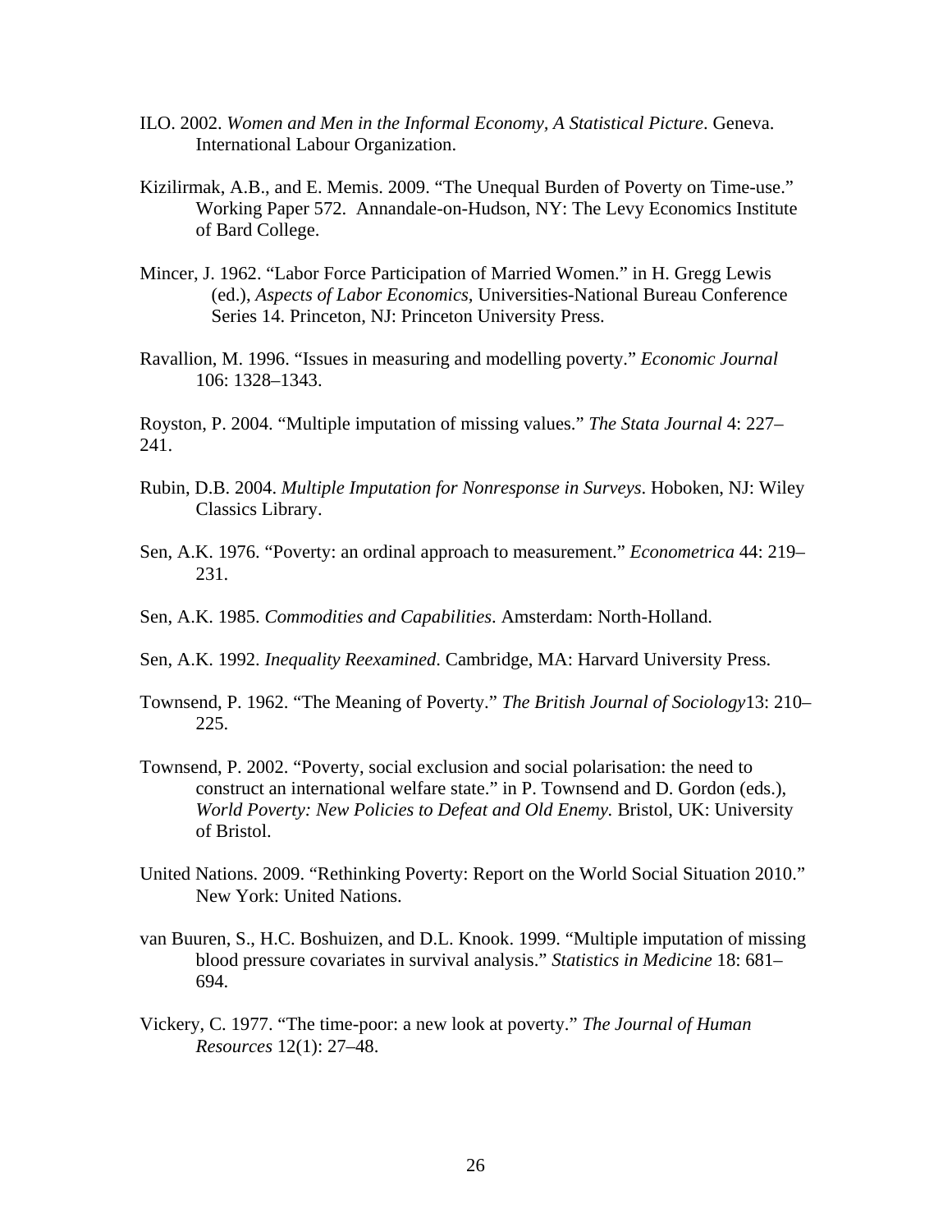ILO. 2002. *Women and Men in the Informal Economy, A Statistical Picture*. Geneva. International Labour Organization.

Kizilirmak, A.B., and E. Memis. 2009. "The Unequal Burden of Poverty on Time-use." Working Paper 572. Annandale-on-Hudson, NY: The Levy Economics Institute of Bard College.

Mincer, J. 1962. "Labor Force Participation of Married Women." in H. Gregg Lewis (ed.), *Aspects of Labor Economics*, Universities-National Bureau Conference Series 14. Princeton, NJ: Princeton University Press.

Ravallion, M. 1996. "Issues in measuring and modelling poverty." *Economic Journal* 106: 1328–1343.

Royston, P. 2004. "Multiple imputation of missing values." *The Stata Journal* 4: 227–241.

Rubin, D.B. 2004. *Multiple Imputation for Nonresponse in Surveys*. Hoboken, NJ: Wiley Classics Library.

Sen, A.K. 1976. "Poverty: an ordinal approach to measurement." *Econometrica* 44: 219–231.

Sen, A.K. 1985. *Commodities and Capabilities*. Amsterdam: North-Holland.

Sen, A.K. 1992. *Inequality Reexamined*. Cambridge, MA: Harvard University Press.

Townsend, P. 1962. "The Meaning of Poverty." *The British Journal of Sociology*13: 210–225.

Townsend, P. 2002. "Poverty, social exclusion and social polarisation: the need to construct an international welfare state." in P. Townsend and D. Gordon (eds.), *World Poverty: New Policies to Defeat and Old Enemy.* Bristol, UK: University of Bristol.

United Nations. 2009. "Rethinking Poverty: Report on the World Social Situation 2010." New York: United Nations.

van Buuren, S., H.C. Boshuizen, and D.L. Knook. 1999. "Multiple imputation of missing blood pressure covariates in survival analysis." *Statistics in Medicine* 18: 681–694.

Vickery, C. 1977. "The time-poor: a new look at poverty." *The Journal of Human Resources* 12(1): 27–48.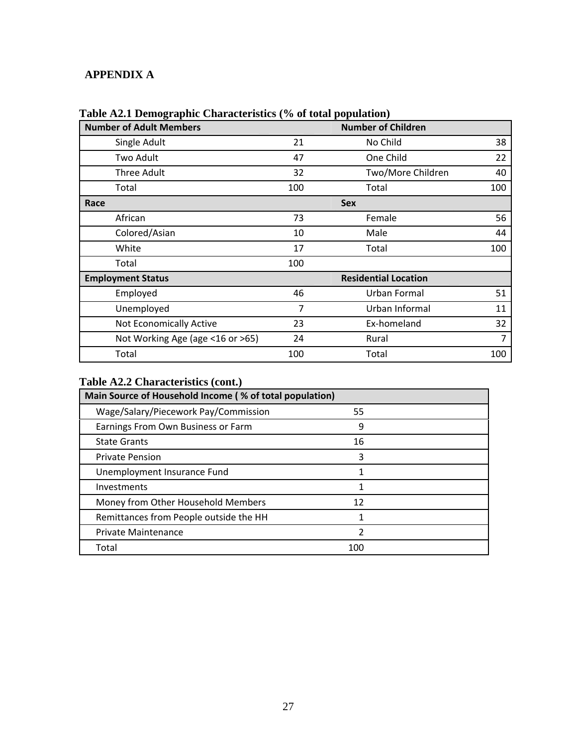# APPENDIX A

**Table A2.1 Demographic Characteristics (% of total population)**

| **Number of Adult Members** | | **Number of Children** | |
|---|---|---|---|
| Single Adult | 21 | No Child | 38 |
| Two Adult | 47 | One Child | 22 |
| Three Adult | 32 | Two/More Children | 40 |
| Total | 100 | Total | 100 |
| **Race** | | **Sex** | |
| African | 73 | Female | 56 |
| Colored/Asian | 10 | Male | 44 |
| White | 17 | Total | 100 |
| Total | 100 | | |
| **Employment Status** | | **Residential Location** | |
| Employed | 46 | Urban Formal | 51 |
| Unemployed | 7 | Urban Informal | 11 |
| Not Economically Active | 23 | Ex-homeland | 32 |
| Not Working Age (age <16 or >65) | 24 | Rural | 7 |
| Total | 100 | Total | 100 |

**Table A2.2 Characteristics (cont.)**

| **Main Source of Household Income ( % of total population)** | |
|---|---|
| Wage/Salary/Piecework Pay/Commission | 55 |
| Earnings From Own Business or Farm | 9 |
| State Grants | 16 |
| Private Pension | 3 |
| Unemployment Insurance Fund | 1 |
| Investments | 1 |
| Money from Other Household Members | 12 |
| Remittances from People outside the HH | 1 |
| Private Maintenance | 2 |
| Total | 100 |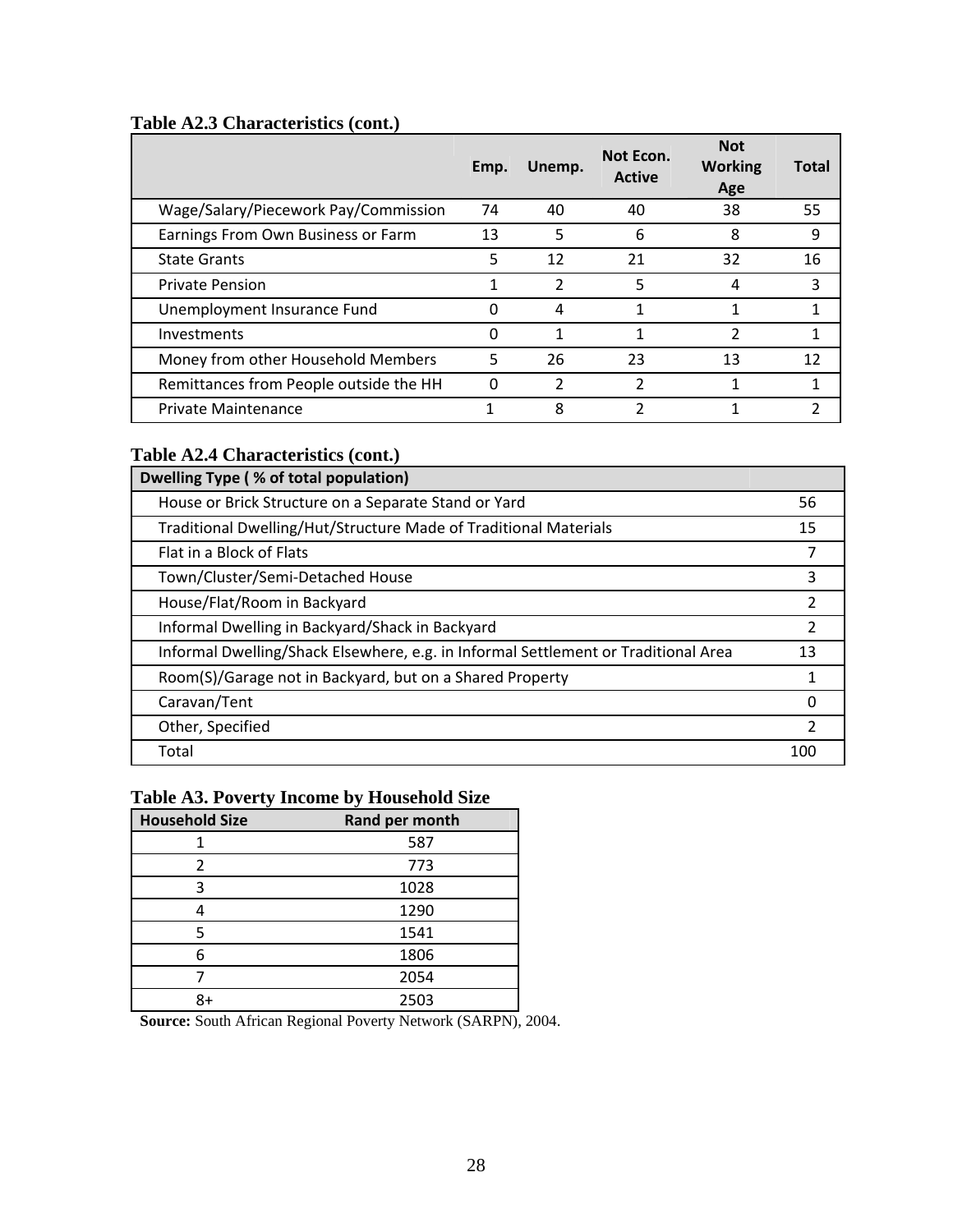**Table A2.3 Characteristics (cont.)**

| | Emp. | Unemp. | Not Econ. Active | Not Working Age | Total |
|---|---|---|---|---|---|
| Wage/Salary/Piecework Pay/Commission | 74 | 40 | 40 | 38 | 55 |
| Earnings From Own Business or Farm | 13 | 5 | 6 | 8 | 9 |
| State Grants | 5 | 12 | 21 | 32 | 16 |
| Private Pension | 1 | 2 | 5 | 4 | 3 |
| Unemployment Insurance Fund | 0 | 4 | 1 | 1 | 1 |
| Investments | 0 | 1 | 1 | 2 | 1 |
| Money from other Household Members | 5 | 26 | 23 | 13 | 12 |
| Remittances from People outside the HH | 0 | 2 | 2 | 1 | 1 |
| Private Maintenance | 1 | 8 | 2 | 1 | 2 |

**Table A2.4 Characteristics (cont.)**

| Dwelling Type ( % of total population) | |
|---|---|
| House or Brick Structure on a Separate Stand or Yard | 56 |
| Traditional Dwelling/Hut/Structure Made of Traditional Materials | 15 |
| Flat in a Block of Flats | 7 |
| Town/Cluster/Semi-Detached House | 3 |
| House/Flat/Room in Backyard | 2 |
| Informal Dwelling in Backyard/Shack in Backyard | 2 |
| Informal Dwelling/Shack Elsewhere, e.g. in Informal Settlement or Traditional Area | 13 |
| Room(S)/Garage not in Backyard, but on a Shared Property | 1 |
| Caravan/Tent | 0 |
| Other, Specified | 2 |
| Total | 100 |

**Table A3. Poverty Income by Household Size**

| Household Size | Rand per month |
|---|---|
| 1 | 587 |
| 2 | 773 |
| 3 | 1028 |
| 4 | 1290 |
| 5 | 1541 |
| 6 | 1806 |
| 7 | 2054 |
| 8+ | 2503 |

**Source:** South African Regional Poverty Network (SARPN), 2004.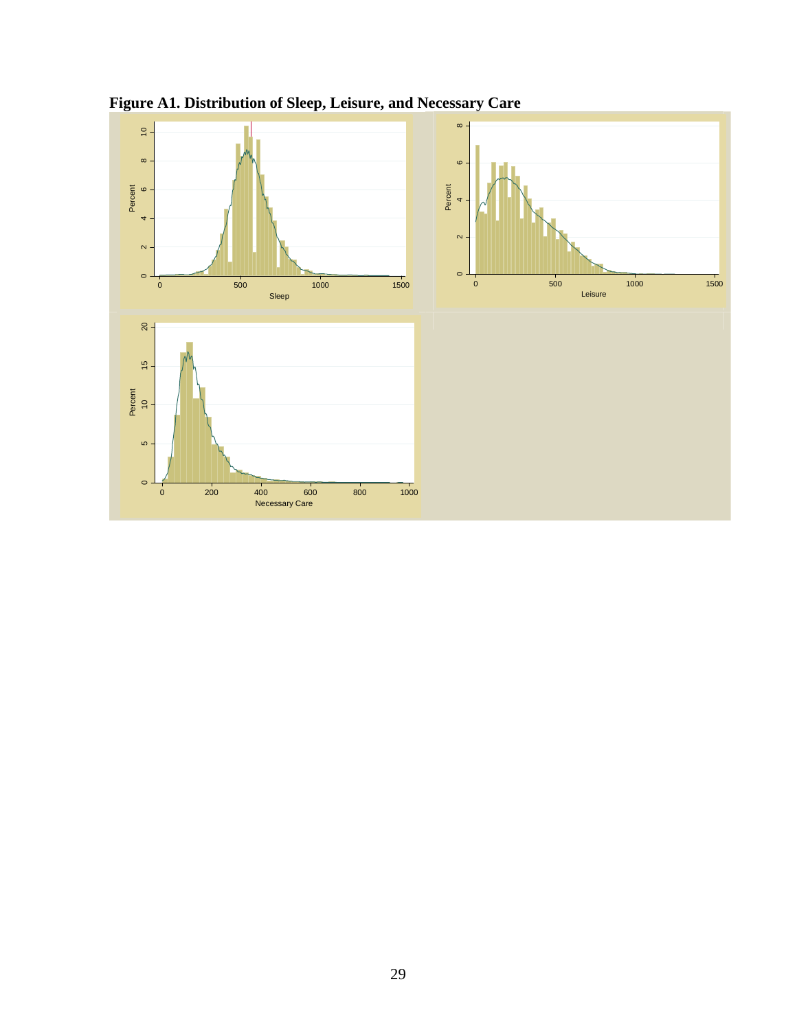**Figure A1. Distribution of Sleep, Leisure, and Necessary Care**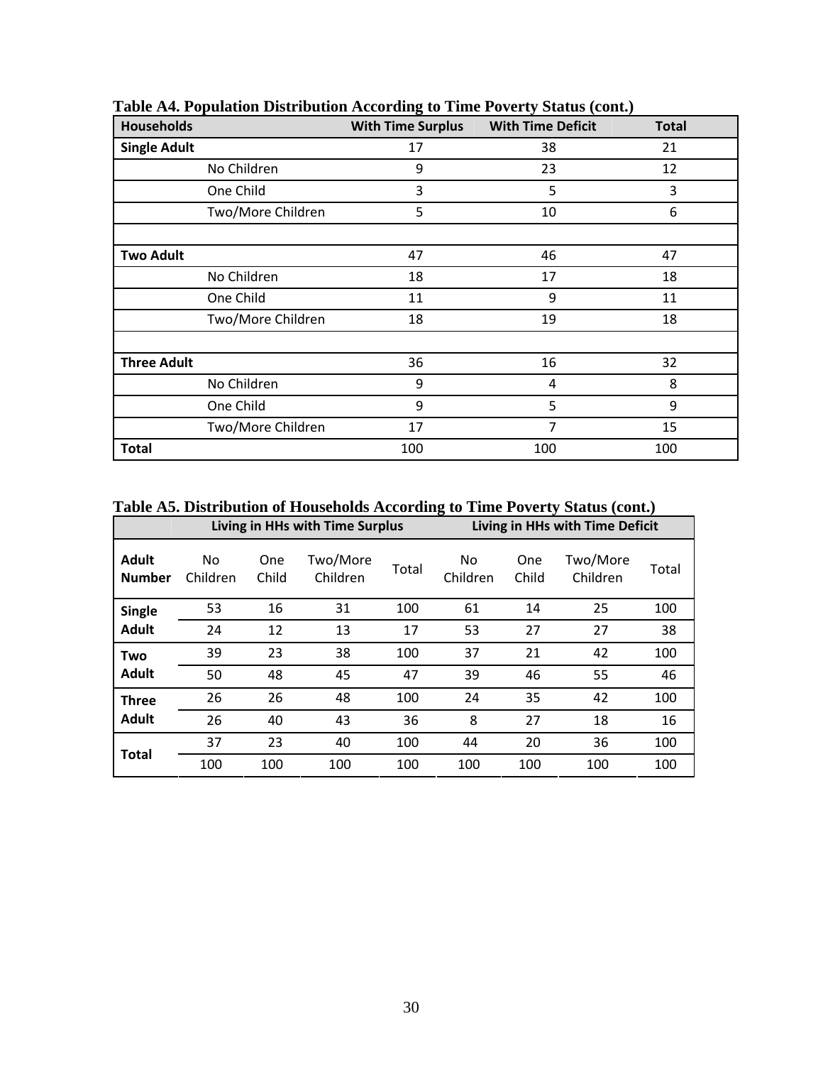**Table A4. Population Distribution According to Time Poverty Status (cont.)**

| Households | | With Time Surplus | With Time Deficit | Total |
|---|---|---|---|---|
| **Single Adult** | | 17 | 38 | 21 |
| | No Children | 9 | 23 | 12 |
| | One Child | 3 | 5 | 3 |
| | Two/More Children | 5 | 10 | 6 |
| | | | | |
| **Two Adult** | | 47 | 46 | 47 |
| | No Children | 18 | 17 | 18 |
| | One Child | 11 | 9 | 11 |
| | Two/More Children | 18 | 19 | 18 |
| | | | | |
| **Three Adult** | | 36 | 16 | 32 |
| | No Children | 9 | 4 | 8 |
| | One Child | 9 | 5 | 9 |
| | Two/More Children | 17 | 7 | 15 |
| **Total** | | 100 | 100 | 100 |

**Table A5. Distribution of Households According to Time Poverty Status (cont.)**

| | Living in HHs with Time Surplus | | | | Living in HHs with Time Deficit | | | |
|---|---|---|---|---|---|---|---|---|
| **Adult Number** | No Children | One Child | Two/More Children | Total | No Children | One Child | Two/More Children | Total |
| **Single Adult** | 53 | 16 | 31 | 100 | 61 | 14 | 25 | 100 |
| | 24 | 12 | 13 | 17 | 53 | 27 | 27 | 38 |
| **Two Adult** | 39 | 23 | 38 | 100 | 37 | 21 | 42 | 100 |
| | 50 | 48 | 45 | 47 | 39 | 46 | 55 | 46 |
| **Three Adult** | 26 | 26 | 48 | 100 | 24 | 35 | 42 | 100 |
| | 26 | 40 | 43 | 36 | 8 | 27 | 18 | 16 |
| **Total** | 37 | 23 | 40 | 100 | 44 | 20 | 36 | 100 |
| | 100 | 100 | 100 | 100 | 100 | 100 | 100 | 100 |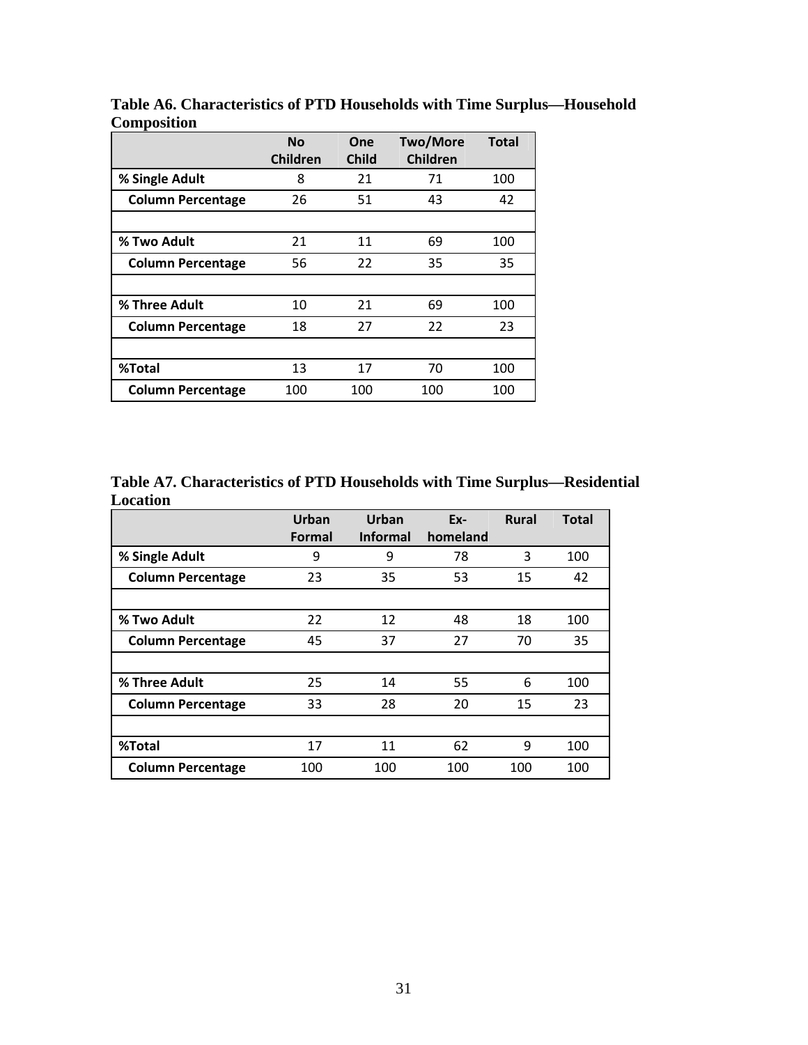**Table A6. Characteristics of PTD Households with Time Surplus—Household Composition**

| | No Children | One Child | Two/More Children | Total |
|---|---|---|---|---|
| **% Single Adult** | 8 | 21 | 71 | 100 |
| **Column Percentage** | 26 | 51 | 43 | 42 |
| | | | | |
| **% Two Adult** | 21 | 11 | 69 | 100 |
| **Column Percentage** | 56 | 22 | 35 | 35 |
| | | | | |
| **% Three Adult** | 10 | 21 | 69 | 100 |
| **Column Percentage** | 18 | 27 | 22 | 23 |
| | | | | |
| **%Total** | 13 | 17 | 70 | 100 |
| **Column Percentage** | 100 | 100 | 100 | 100 |

**Table A7. Characteristics of PTD Households with Time Surplus—Residential Location**

| | Urban Formal | Urban Informal | Ex-homeland | Rural | Total |
|---|---|---|---|---|---|
| **% Single Adult** | 9 | 9 | 78 | 3 | 100 |
| **Column Percentage** | 23 | 35 | 53 | 15 | 42 |
| | | | | | |
| **% Two Adult** | 22 | 12 | 48 | 18 | 100 |
| **Column Percentage** | 45 | 37 | 27 | 70 | 35 |
| | | | | | |
| **% Three Adult** | 25 | 14 | 55 | 6 | 100 |
| **Column Percentage** | 33 | 28 | 20 | 15 | 23 |
| | | | | | |
| **%Total** | 17 | 11 | 62 | 9 | 100 |
| **Column Percentage** | 100 | 100 | 100 | 100 | 100 |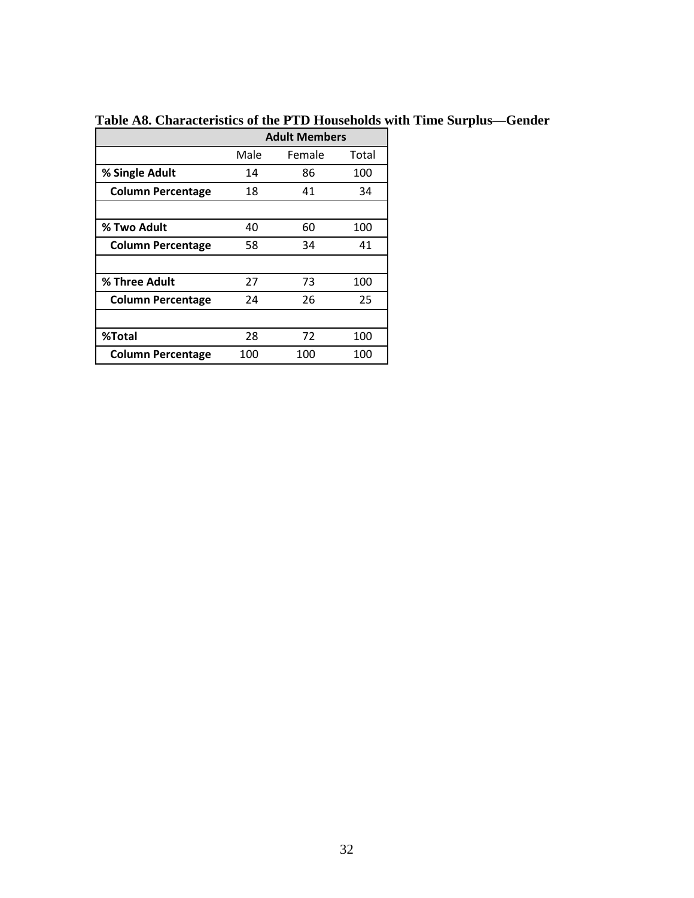**Table A8. Characteristics of the PTD Households with Time Surplus—Gender**

| | Adult Members | | |
|---|---|---|---|
| | Male | Female | Total |
| **% Single Adult** | 14 | 86 | 100 |
| **Column Percentage** | 18 | 41 | 34 |
| | | | |
| **% Two Adult** | 40 | 60 | 100 |
| **Column Percentage** | 58 | 34 | 41 |
| | | | |
| **% Three Adult** | 27 | 73 | 100 |
| **Column Percentage** | 24 | 26 | 25 |
| | | | |
| **%Total** | 28 | 72 | 100 |
| **Column Percentage** | 100 | 100 | 100 |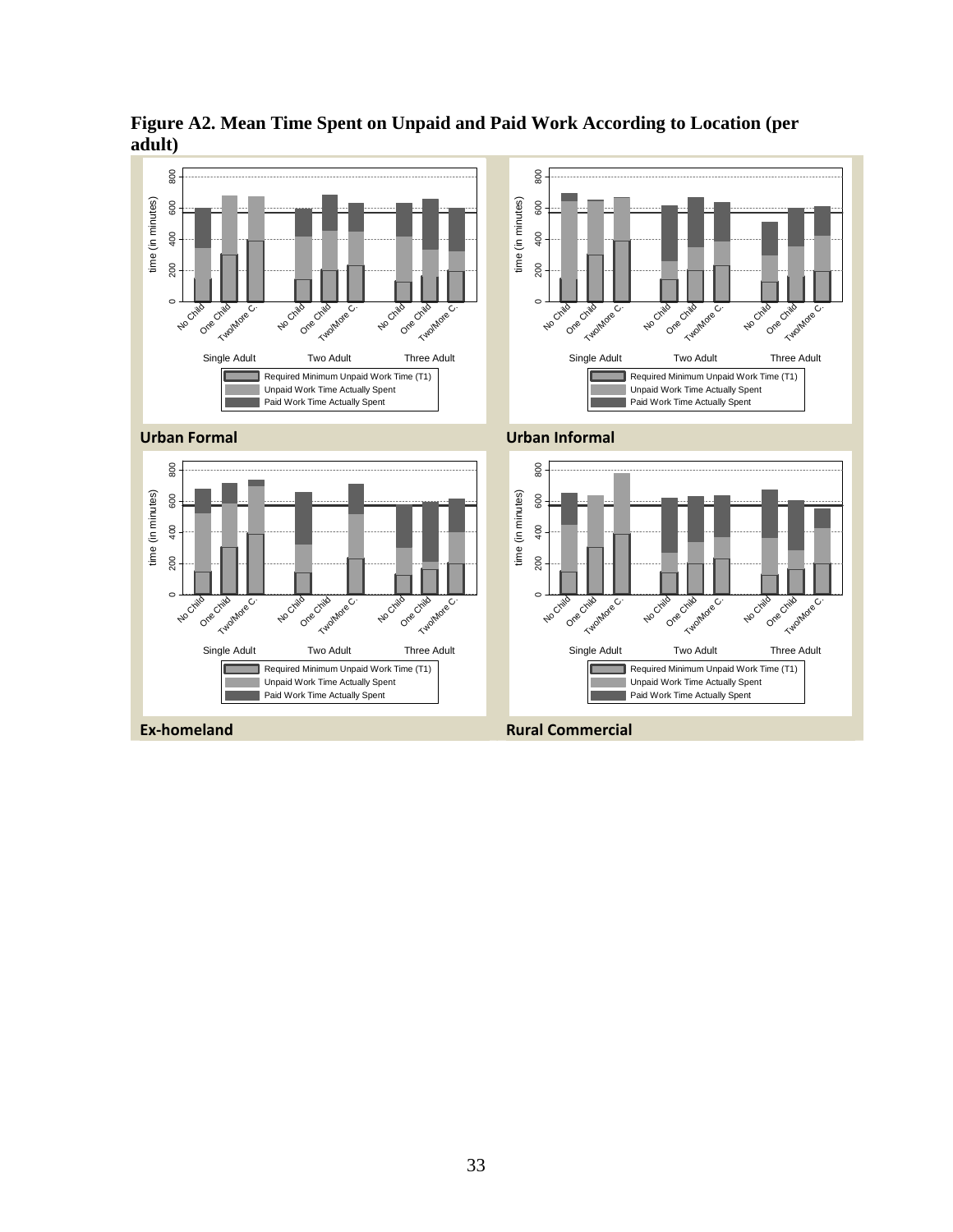**Figure A2. Mean Time Spent on Unpaid and Paid Work According to Location (per adult)**

**Urban Formal**

**Urban Informal**

**Ex-homeland**

**Rural Commercial**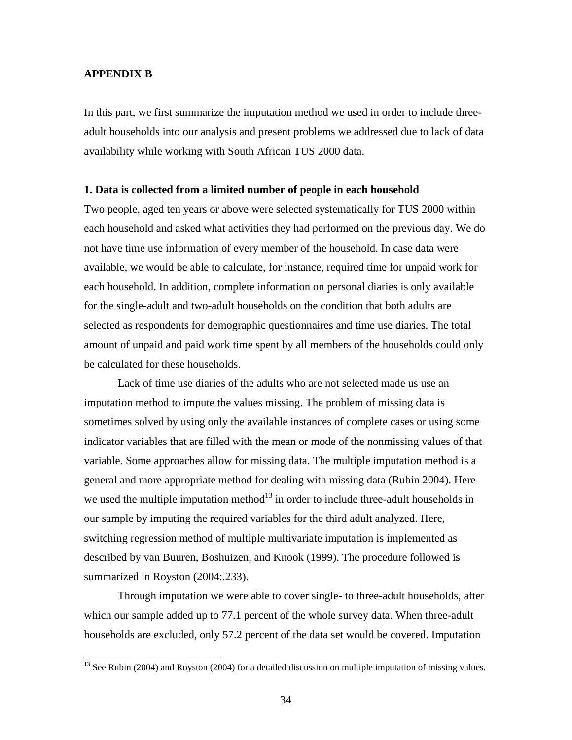## APPENDIX B

In this part, we first summarize the imputation method we used in order to include three-adult households into our analysis and present problems we addressed due to lack of data availability while working with South African TUS 2000 data.

**1. Data is collected from a limited number of people in each household**

Two people, aged ten years or above were selected systematically for TUS 2000 within each household and asked what activities they had performed on the previous day. We do not have time use information of every member of the household. In case data were available, we would be able to calculate, for instance, required time for unpaid work for each household. In addition, complete information on personal diaries is only available for the single-adult and two-adult households on the condition that both adults are selected as respondents for demographic questionnaires and time use diaries. The total amount of unpaid and paid work time spent by all members of the households could only be calculated for these households.

Lack of time use diaries of the adults who are not selected made us use an imputation method to impute the values missing. The problem of missing data is sometimes solved by using only the available instances of complete cases or using some indicator variables that are filled with the mean or mode of the nonmissing values of that variable. Some approaches allow for missing data. The multiple imputation method is a general and more appropriate method for dealing with missing data (Rubin 2004). Here we used the multiple imputation method[13] in order to include three-adult households in our sample by imputing the required variables for the third adult analyzed. Here, switching regression method of multiple multivariate imputation is implemented as described by van Buuren, Boshuizen, and Knook (1999). The procedure followed is summarized in Royston (2004:.233).

Through imputation we were able to cover single- to three-adult households, after which our sample added up to 77.1 percent of the whole survey data. When three-adult households are excluded, only 57.2 percent of the data set would be covered. Imputation

[13] See Rubin (2004) and Royston (2004) for a detailed discussion on multiple imputation of missing values.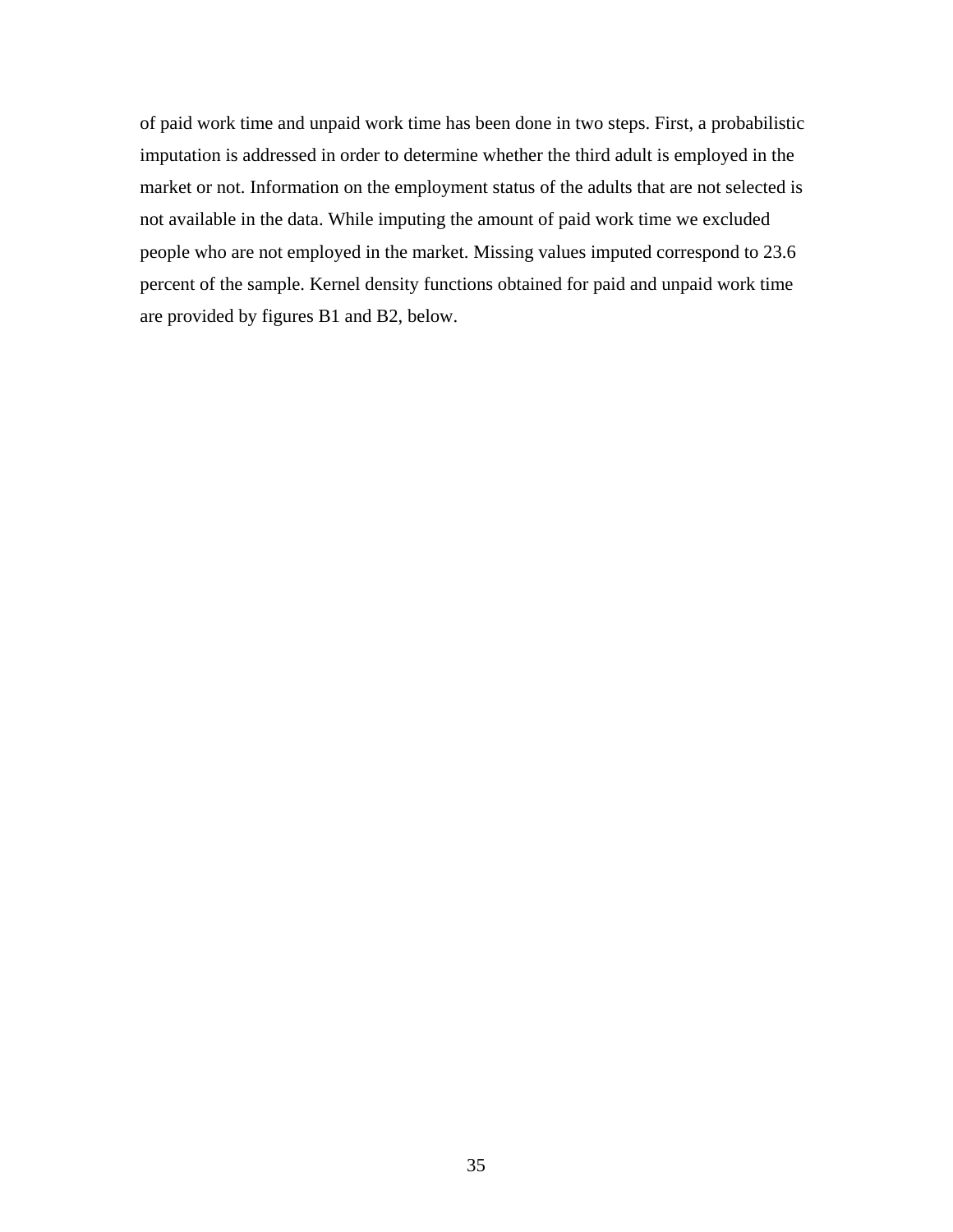of paid work time and unpaid work time has been done in two steps. First, a probabilistic imputation is addressed in order to determine whether the third adult is employed in the market or not. Information on the employment status of the adults that are not selected is not available in the data. While imputing the amount of paid work time we excluded people who are not employed in the market. Missing values imputed correspond to 23.6 percent of the sample. Kernel density functions obtained for paid and unpaid work time are provided by figures B1 and B2, below.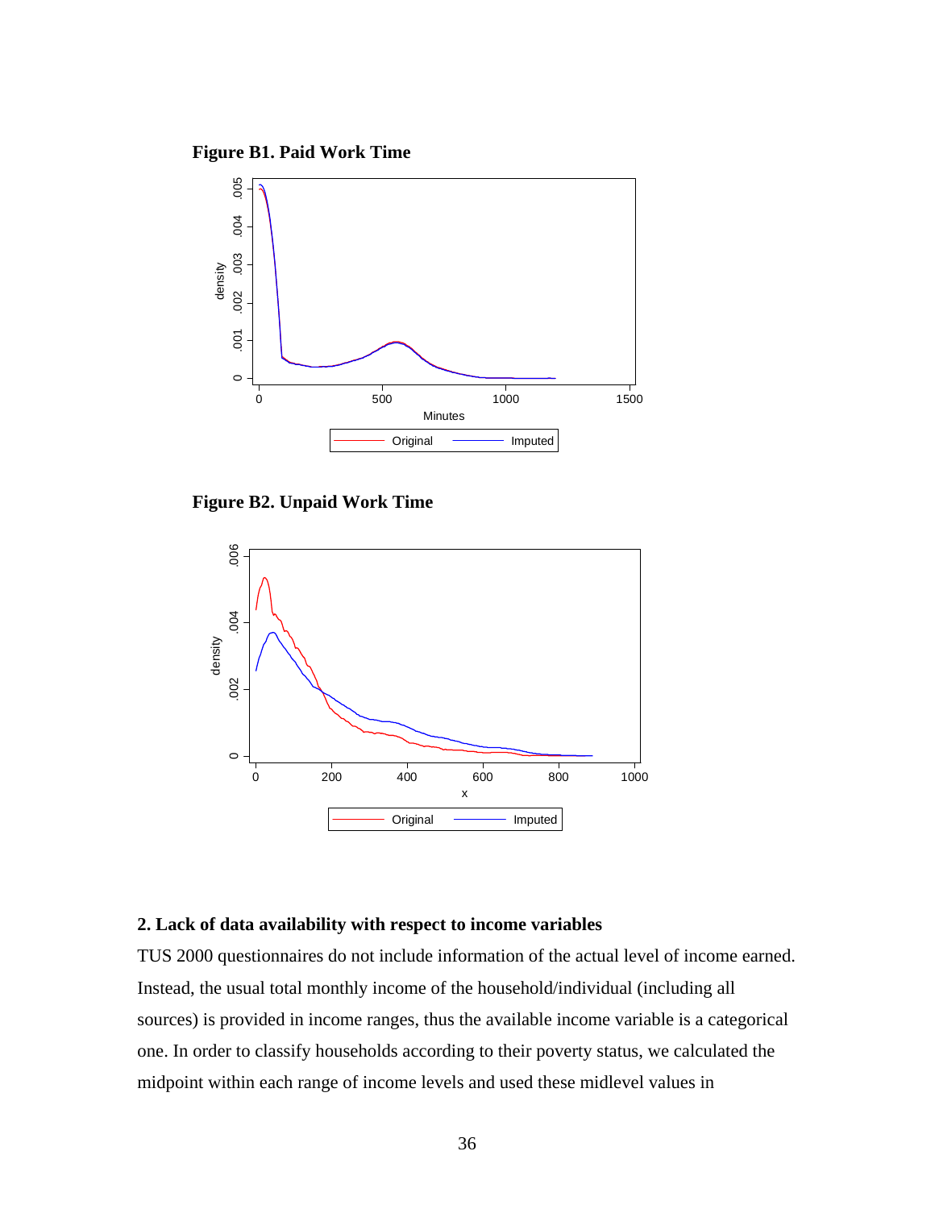**Figure B1. Paid Work Time**

**Figure B2. Unpaid Work Time**

**2. Lack of data availability with respect to income variables**

TUS 2000 questionnaires do not include information of the actual level of income earned. Instead, the usual total monthly income of the household/individual (including all sources) is provided in income ranges, thus the available income variable is a categorical one. In order to classify households according to their poverty status, we calculated the midpoint within each range of income levels and used these midlevel values in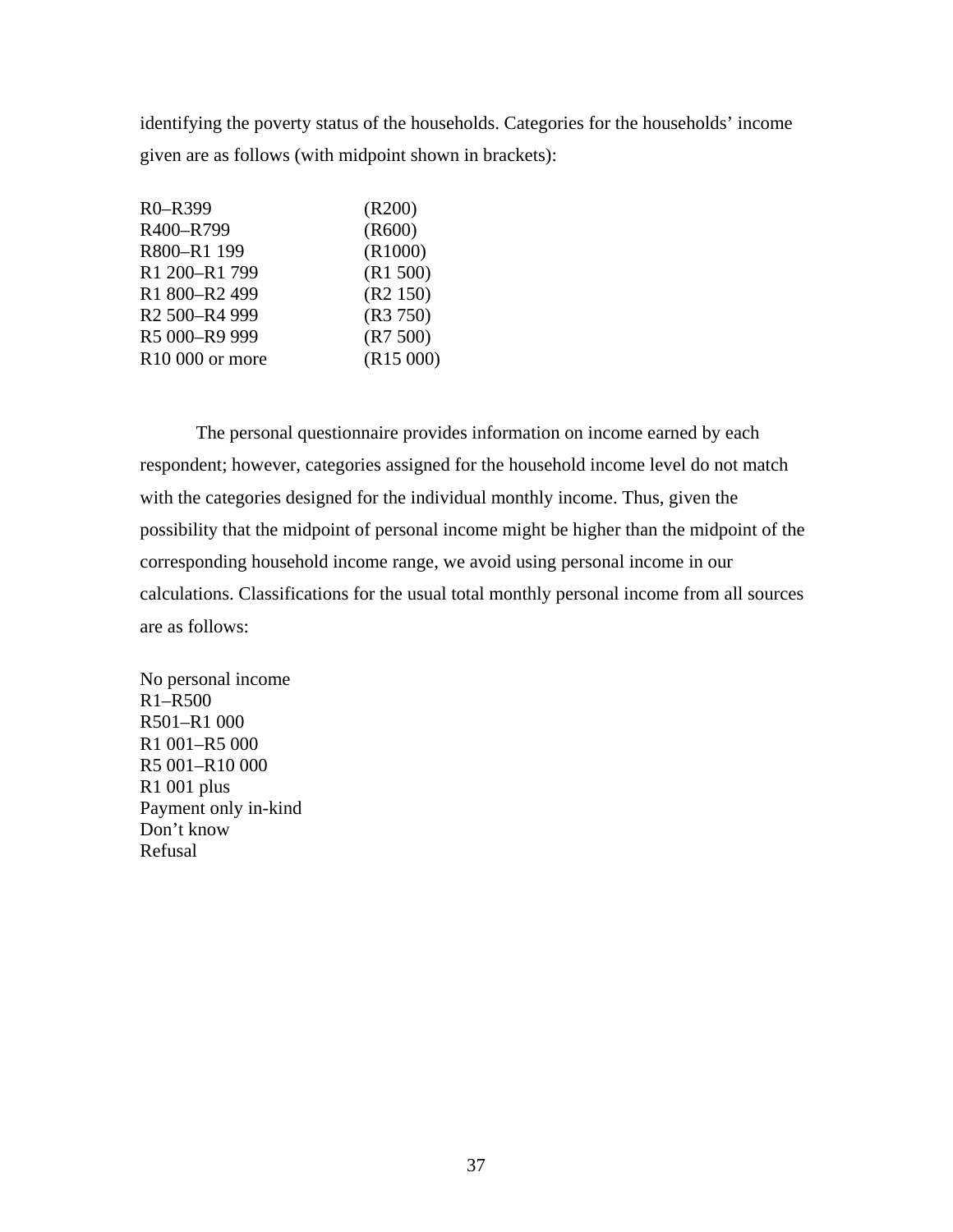identifying the poverty status of the households. Categories for the households' income given are as follows (with midpoint shown in brackets):

| | |
|---|---|
| R0–R399 | (R200) |
| R400–R799 | (R600) |
| R800–R1 199 | (R1000) |
| R1 200–R1 799 | (R1 500) |
| R1 800–R2 499 | (R2 150) |
| R2 500–R4 999 | (R3 750) |
| R5 000–R9 999 | (R7 500) |
| R10 000 or more | (R15 000) |

The personal questionnaire provides information on income earned by each respondent; however, categories assigned for the household income level do not match with the categories designed for the individual monthly income. Thus, given the possibility that the midpoint of personal income might be higher than the midpoint of the corresponding household income range, we avoid using personal income in our calculations. Classifications for the usual total monthly personal income from all sources are as follows:

No personal income  
R1–R500  
R501–R1 000  
R1 001–R5 000  
R5 001–R10 000  
R1 001 plus  
Payment only in-kind  
Don't know  
Refusal